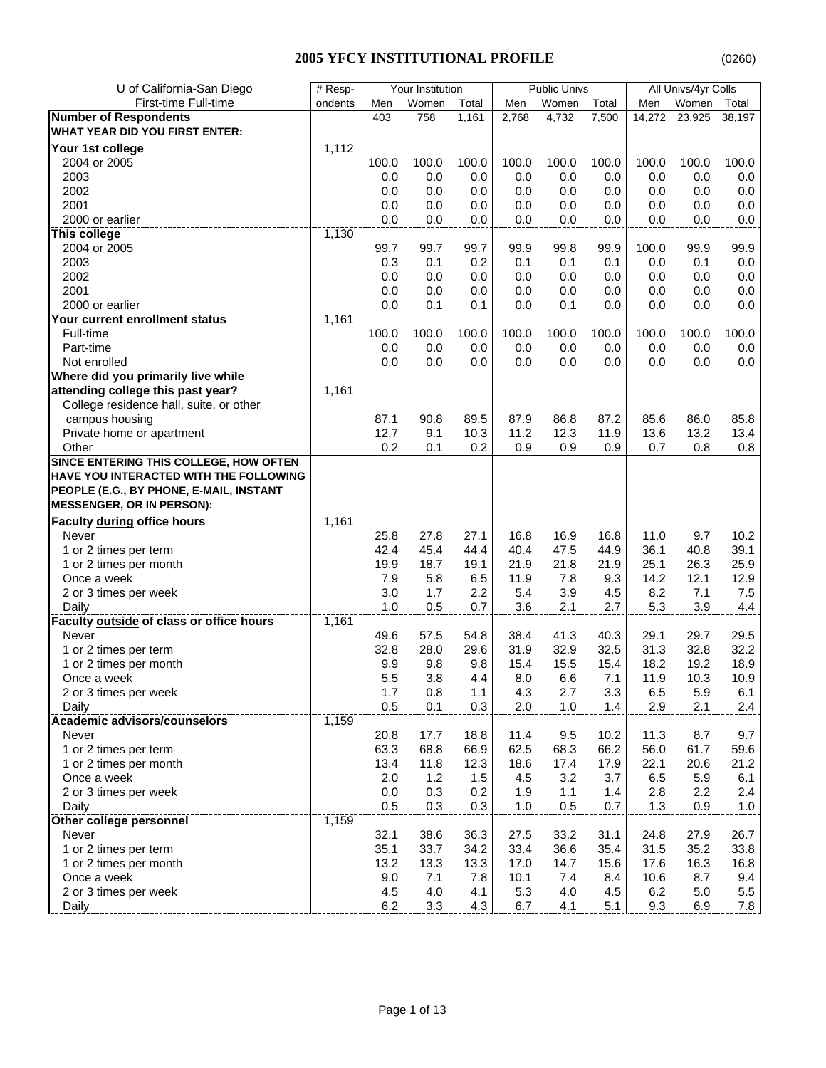# 2005 YFCY INSTITUTIONAL PROFILE

(0260)

| U of California-San Diego | # Resp- | Your Institution | | | Public Univs | | | All Univs/4yr Colls | | |
|---|---|---|---|---|---|---|---|---|---|---|
| First-time Full-time | ondents | Men | Women | Total | Men | Women | Total | Men | Women | Total |
| **Number of Respondents** | | 403 | 758 | 1,161 | 2,768 | 4,732 | 7,500 | 14,272 | 23,925 | 38,197 |
| **WHAT YEAR DID YOU FIRST ENTER:** | | | | | | | | | | |
| **Your 1st college** | 1,112 | | | | | | | | | |
| 2004 or 2005 | | 100.0 | 100.0 | 100.0 | 100.0 | 100.0 | 100.0 | 100.0 | 100.0 | 100.0 |
| 2003 | | 0.0 | 0.0 | 0.0 | 0.0 | 0.0 | 0.0 | 0.0 | 0.0 | 0.0 |
| 2002 | | 0.0 | 0.0 | 0.0 | 0.0 | 0.0 | 0.0 | 0.0 | 0.0 | 0.0 |
| 2001 | | 0.0 | 0.0 | 0.0 | 0.0 | 0.0 | 0.0 | 0.0 | 0.0 | 0.0 |
| 2000 or earlier | | 0.0 | 0.0 | 0.0 | 0.0 | 0.0 | 0.0 | 0.0 | 0.0 | 0.0 |
| **This college** | 1,130 | | | | | | | | | |
| 2004 or 2005 | | 99.7 | 99.7 | 99.7 | 99.9 | 99.8 | 99.9 | 100.0 | 99.9 | 99.9 |
| 2003 | | 0.3 | 0.1 | 0.2 | 0.1 | 0.1 | 0.1 | 0.0 | 0.1 | 0.0 |
| 2002 | | 0.0 | 0.0 | 0.0 | 0.0 | 0.0 | 0.0 | 0.0 | 0.0 | 0.0 |
| 2001 | | 0.0 | 0.0 | 0.0 | 0.0 | 0.0 | 0.0 | 0.0 | 0.0 | 0.0 |
| 2000 or earlier | | 0.0 | 0.1 | 0.1 | 0.0 | 0.1 | 0.0 | 0.0 | 0.0 | 0.0 |
| **Your current enrollment status** | 1,161 | | | | | | | | | |
| Full-time | | 100.0 | 100.0 | 100.0 | 100.0 | 100.0 | 100.0 | 100.0 | 100.0 | 100.0 |
| Part-time | | 0.0 | 0.0 | 0.0 | 0.0 | 0.0 | 0.0 | 0.0 | 0.0 | 0.0 |
| Not enrolled | | 0.0 | 0.0 | 0.0 | 0.0 | 0.0 | 0.0 | 0.0 | 0.0 | 0.0 |
| **Where did you primarily live while attending college this past year?** | 1,161 | | | | | | | | | |
| College residence hall, suite, or other campus housing | | 87.1 | 90.8 | 89.5 | 87.9 | 86.8 | 87.2 | 85.6 | 86.0 | 85.8 |
| Private home or apartment | | 12.7 | 9.1 | 10.3 | 11.2 | 12.3 | 11.9 | 13.6 | 13.2 | 13.4 |
| Other | | 0.2 | 0.1 | 0.2 | 0.9 | 0.9 | 0.9 | 0.7 | 0.8 | 0.8 |
| **SINCE ENTERING THIS COLLEGE, HOW OFTEN HAVE YOU INTERACTED WITH THE FOLLOWING PEOPLE (E.G., BY PHONE, E-MAIL, INSTANT MESSENGER, OR IN PERSON):** | | | | | | | | | | |
| **Faculty during office hours** | 1,161 | | | | | | | | | |
| Never | | 25.8 | 27.8 | 27.1 | 16.8 | 16.9 | 16.8 | 11.0 | 9.7 | 10.2 |
| 1 or 2 times per term | | 42.4 | 45.4 | 44.4 | 40.4 | 47.5 | 44.9 | 36.1 | 40.8 | 39.1 |
| 1 or 2 times per month | | 19.9 | 18.7 | 19.1 | 21.9 | 21.8 | 21.9 | 25.1 | 26.3 | 25.9 |
| Once a week | | 7.9 | 5.8 | 6.5 | 11.9 | 7.8 | 9.3 | 14.2 | 12.1 | 12.9 |
| 2 or 3 times per week | | 3.0 | 1.7 | 2.2 | 5.4 | 3.9 | 4.5 | 8.2 | 7.1 | 7.5 |
| Daily | | 1.0 | 0.5 | 0.7 | 3.6 | 2.1 | 2.7 | 5.3 | 3.9 | 4.4 |
| **Faculty outside of class or office hours** | 1,161 | | | | | | | | | |
| Never | | 49.6 | 57.5 | 54.8 | 38.4 | 41.3 | 40.3 | 29.1 | 29.7 | 29.5 |
| 1 or 2 times per term | | 32.8 | 28.0 | 29.6 | 31.9 | 32.9 | 32.5 | 31.3 | 32.8 | 32.2 |
| 1 or 2 times per month | | 9.9 | 9.8 | 9.8 | 15.4 | 15.5 | 15.4 | 18.2 | 19.2 | 18.9 |
| Once a week | | 5.5 | 3.8 | 4.4 | 8.0 | 6.6 | 7.1 | 11.9 | 10.3 | 10.9 |
| 2 or 3 times per week | | 1.7 | 0.8 | 1.1 | 4.3 | 2.7 | 3.3 | 6.5 | 5.9 | 6.1 |
| Daily | | 0.5 | 0.1 | 0.3 | 2.0 | 1.0 | 1.4 | 2.9 | 2.1 | 2.4 |
| **Academic advisors/counselors** | 1,159 | | | | | | | | | |
| Never | | 20.8 | 17.7 | 18.8 | 11.4 | 9.5 | 10.2 | 11.3 | 8.7 | 9.7 |
| 1 or 2 times per term | | 63.3 | 68.8 | 66.9 | 62.5 | 68.3 | 66.2 | 56.0 | 61.7 | 59.6 |
| 1 or 2 times per month | | 13.4 | 11.8 | 12.3 | 18.6 | 17.4 | 17.9 | 22.1 | 20.6 | 21.2 |
| Once a week | | 2.0 | 1.2 | 1.5 | 4.5 | 3.2 | 3.7 | 6.5 | 5.9 | 6.1 |
| 2 or 3 times per week | | 0.0 | 0.3 | 0.2 | 1.9 | 1.1 | 1.4 | 2.8 | 2.2 | 2.4 |
| Daily | | 0.5 | 0.3 | 0.3 | 1.0 | 0.5 | 0.7 | 1.3 | 0.9 | 1.0 |
| **Other college personnel** | 1,159 | | | | | | | | | |
| Never | | 32.1 | 38.6 | 36.3 | 27.5 | 33.2 | 31.1 | 24.8 | 27.9 | 26.7 |
| 1 or 2 times per term | | 35.1 | 33.7 | 34.2 | 33.4 | 36.6 | 35.4 | 31.5 | 35.2 | 33.8 |
| 1 or 2 times per month | | 13.2 | 13.3 | 13.3 | 17.0 | 14.7 | 15.6 | 17.6 | 16.3 | 16.8 |
| Once a week | | 9.0 | 7.1 | 7.8 | 10.1 | 7.4 | 8.4 | 10.6 | 8.7 | 9.4 |
| 2 or 3 times per week | | 4.5 | 4.0 | 4.1 | 5.3 | 4.0 | 4.5 | 6.2 | 5.0 | 5.5 |
| Daily | | 6.2 | 3.3 | 4.3 | 6.7 | 4.1 | 5.1 | 9.3 | 6.9 | 7.8 |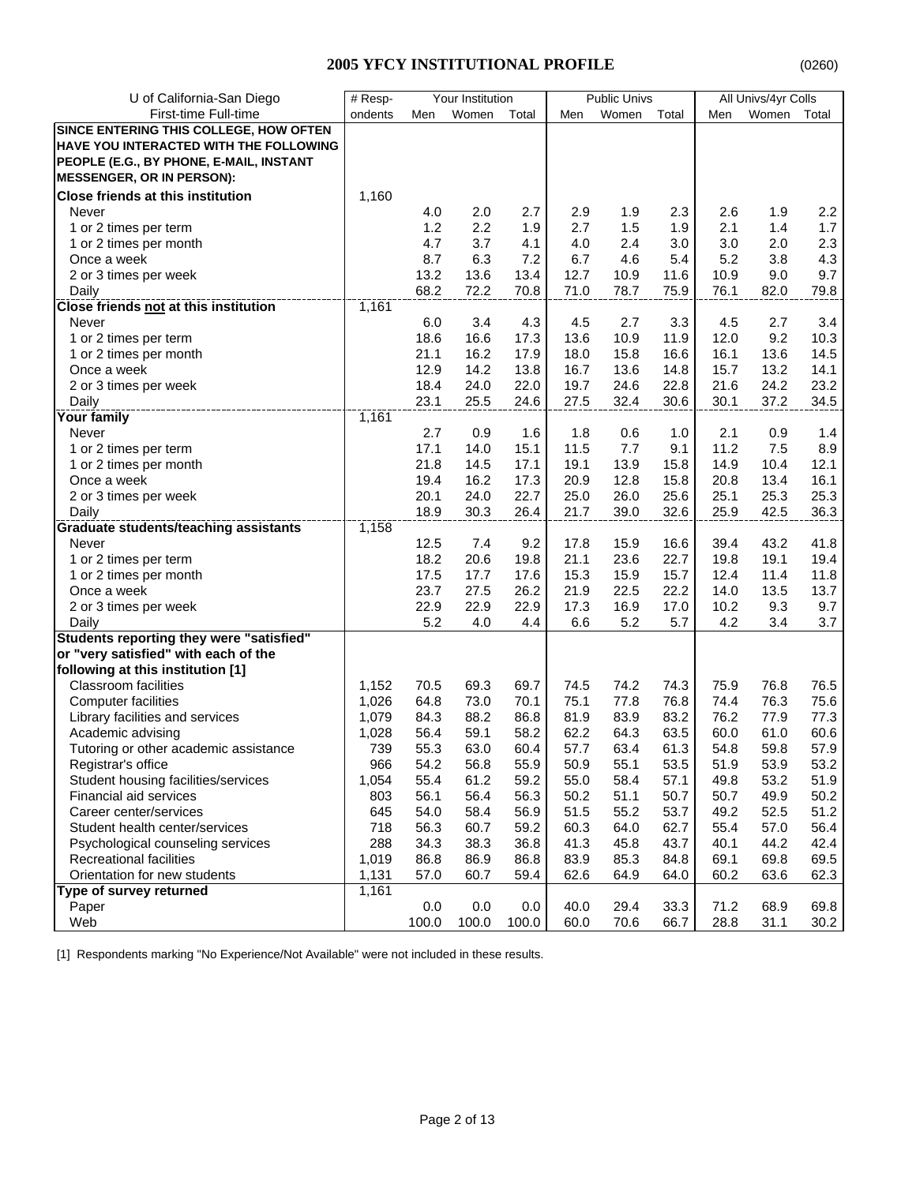## 2005 YFCY INSTITUTIONAL PROFILE

(0260)

| U of California-San Diego | # Resp- | Your Institution | | | Public Univs | | | All Univs/4yr Colls | | |
|---|---|---|---|---|---|---|---|---|---|---|
| First-time Full-time | ondents | Men | Women | Total | Men | Women | Total | Men | Women | Total |
| **SINCE ENTERING THIS COLLEGE, HOW OFTEN HAVE YOU INTERACTED WITH THE FOLLOWING PEOPLE (E.G., BY PHONE, E-MAIL, INSTANT MESSENGER, OR IN PERSON):** | | | | | | | | | | |
| **Close friends at this institution** | 1,160 | | | | | | | | | |
| Never | | 4.0 | 2.0 | 2.7 | 2.9 | 1.9 | 2.3 | 2.6 | 1.9 | 2.2 |
| 1 or 2 times per term | | 1.2 | 2.2 | 1.9 | 2.7 | 1.5 | 1.9 | 2.1 | 1.4 | 1.7 |
| 1 or 2 times per month | | 4.7 | 3.7 | 4.1 | 4.0 | 2.4 | 3.0 | 3.0 | 2.0 | 2.3 |
| Once a week | | 8.7 | 6.3 | 7.2 | 6.7 | 4.6 | 5.4 | 5.2 | 3.8 | 4.3 |
| 2 or 3 times per week | | 13.2 | 13.6 | 13.4 | 12.7 | 10.9 | 11.6 | 10.9 | 9.0 | 9.7 |
| Daily | | 68.2 | 72.2 | 70.8 | 71.0 | 78.7 | 75.9 | 76.1 | 82.0 | 79.8 |
| **Close friends not at this institution** | 1,161 | | | | | | | | | |
| Never | | 6.0 | 3.4 | 4.3 | 4.5 | 2.7 | 3.3 | 4.5 | 2.7 | 3.4 |
| 1 or 2 times per term | | 18.6 | 16.6 | 17.3 | 13.6 | 10.9 | 11.9 | 12.0 | 9.2 | 10.3 |
| 1 or 2 times per month | | 21.1 | 16.2 | 17.9 | 18.0 | 15.8 | 16.6 | 16.1 | 13.6 | 14.5 |
| Once a week | | 12.9 | 14.2 | 13.8 | 16.7 | 13.6 | 14.8 | 15.7 | 13.2 | 14.1 |
| 2 or 3 times per week | | 18.4 | 24.0 | 22.0 | 19.7 | 24.6 | 22.8 | 21.6 | 24.2 | 23.2 |
| Daily | | 23.1 | 25.5 | 24.6 | 27.5 | 32.4 | 30.6 | 30.1 | 37.2 | 34.5 |
| **Your family** | 1,161 | | | | | | | | | |
| Never | | 2.7 | 0.9 | 1.6 | 1.8 | 0.6 | 1.0 | 2.1 | 0.9 | 1.4 |
| 1 or 2 times per term | | 17.1 | 14.0 | 15.1 | 11.5 | 7.7 | 9.1 | 11.2 | 7.5 | 8.9 |
| 1 or 2 times per month | | 21.8 | 14.5 | 17.1 | 19.1 | 13.9 | 15.8 | 14.9 | 10.4 | 12.1 |
| Once a week | | 19.4 | 16.2 | 17.3 | 20.9 | 12.8 | 15.8 | 20.8 | 13.4 | 16.1 |
| 2 or 3 times per week | | 20.1 | 24.0 | 22.7 | 25.0 | 26.0 | 25.6 | 25.1 | 25.3 | 25.3 |
| Daily | | 18.9 | 30.3 | 26.4 | 21.7 | 39.0 | 32.6 | 25.9 | 42.5 | 36.3 |
| **Graduate students/teaching assistants** | 1,158 | | | | | | | | | |
| Never | | 12.5 | 7.4 | 9.2 | 17.8 | 15.9 | 16.6 | 39.4 | 43.2 | 41.8 |
| 1 or 2 times per term | | 18.2 | 20.6 | 19.8 | 21.1 | 23.6 | 22.7 | 19.8 | 19.1 | 19.4 |
| 1 or 2 times per month | | 17.5 | 17.7 | 17.6 | 15.3 | 15.9 | 15.7 | 12.4 | 11.4 | 11.8 |
| Once a week | | 23.7 | 27.5 | 26.2 | 21.9 | 22.5 | 22.2 | 14.0 | 13.5 | 13.7 |
| 2 or 3 times per week | | 22.9 | 22.9 | 22.9 | 17.3 | 16.9 | 17.0 | 10.2 | 9.3 | 9.7 |
| Daily | | 5.2 | 4.0 | 4.4 | 6.6 | 5.2 | 5.7 | 4.2 | 3.4 | 3.7 |
| **Students reporting they were "satisfied" or "very satisfied" with each of the following at this institution [1]** | | | | | | | | | | |
| Classroom facilities | 1,152 | 70.5 | 69.3 | 69.7 | 74.5 | 74.2 | 74.3 | 75.9 | 76.8 | 76.5 |
| Computer facilities | 1,026 | 64.8 | 73.0 | 70.1 | 75.1 | 77.8 | 76.8 | 74.4 | 76.3 | 75.6 |
| Library facilities and services | 1,079 | 84.3 | 88.2 | 86.8 | 81.9 | 83.9 | 83.2 | 76.2 | 77.9 | 77.3 |
| Academic advising | 1,028 | 56.4 | 59.1 | 58.2 | 62.2 | 64.3 | 63.5 | 60.0 | 61.0 | 60.6 |
| Tutoring or other academic assistance | 739 | 55.3 | 63.0 | 60.4 | 57.7 | 63.4 | 61.3 | 54.8 | 59.8 | 57.9 |
| Registrar's office | 966 | 54.2 | 56.8 | 55.9 | 50.9 | 55.1 | 53.5 | 51.9 | 53.9 | 53.2 |
| Student housing facilities/services | 1,054 | 55.4 | 61.2 | 59.2 | 55.0 | 58.4 | 57.1 | 49.8 | 53.2 | 51.9 |
| Financial aid services | 803 | 56.1 | 56.4 | 56.3 | 50.2 | 51.1 | 50.7 | 50.7 | 49.9 | 50.2 |
| Career center/services | 645 | 54.0 | 58.4 | 56.9 | 51.5 | 55.2 | 53.7 | 49.2 | 52.5 | 51.2 |
| Student health center/services | 718 | 56.3 | 60.7 | 59.2 | 60.3 | 64.0 | 62.7 | 55.4 | 57.0 | 56.4 |
| Psychological counseling services | 288 | 34.3 | 38.3 | 36.8 | 41.3 | 45.8 | 43.7 | 40.1 | 44.2 | 42.4 |
| Recreational facilities | 1,019 | 86.8 | 86.9 | 86.8 | 83.9 | 85.3 | 84.8 | 69.1 | 69.8 | 69.5 |
| Orientation for new students | 1,131 | 57.0 | 60.7 | 59.4 | 62.6 | 64.9 | 64.0 | 60.2 | 63.6 | 62.3 |
| **Type of survey returned** | 1,161 | | | | | | | | | |
| Paper | | 0.0 | 0.0 | 0.0 | 40.0 | 29.4 | 33.3 | 71.2 | 68.9 | 69.8 |
| Web | | 100.0 | 100.0 | 100.0 | 60.0 | 70.6 | 66.7 | 28.8 | 31.1 | 30.2 |

[1] Respondents marking "No Experience/Not Available" were not included in these results.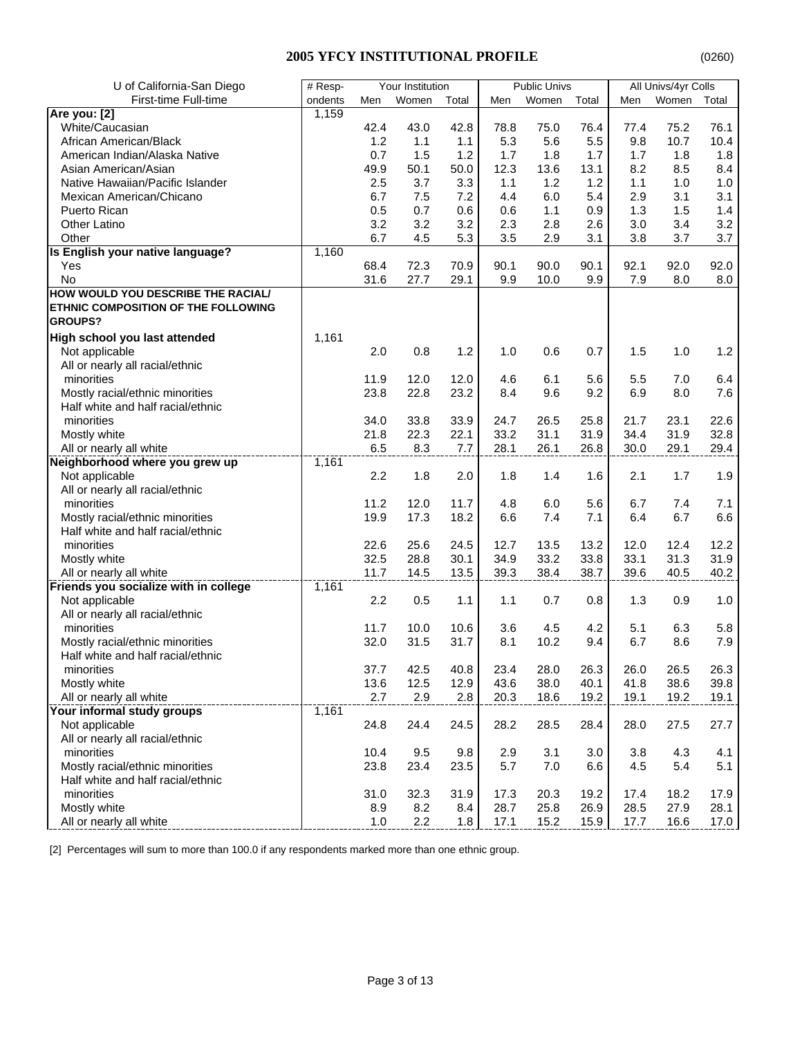# 2005 YFCY INSTITUTIONAL PROFILE

(0260)

| U of California-San Diego | # Resp- | Your Institution | | | Public Univs | | | All Univs/4yr Colls | | |
|---|---|---|---|---|---|---|---|---|---|---|
| First-time Full-time | ondents | Men | Women | Total | Men | Women | Total | Men | Women | Total |
| **Are you: [2]** | 1,159 | | | | | | | | | |
| White/Caucasian | | 42.4 | 43.0 | 42.8 | 78.8 | 75.0 | 76.4 | 77.4 | 75.2 | 76.1 |
| African American/Black | | 1.2 | 1.1 | 1.1 | 5.3 | 5.6 | 5.5 | 9.8 | 10.7 | 10.4 |
| American Indian/Alaska Native | | 0.7 | 1.5 | 1.2 | 1.7 | 1.8 | 1.7 | 1.7 | 1.8 | 1.8 |
| Asian American/Asian | | 49.9 | 50.1 | 50.0 | 12.3 | 13.6 | 13.1 | 8.2 | 8.5 | 8.4 |
| Native Hawaiian/Pacific Islander | | 2.5 | 3.7 | 3.3 | 1.1 | 1.2 | 1.2 | 1.1 | 1.0 | 1.0 |
| Mexican American/Chicano | | 6.7 | 7.5 | 7.2 | 4.4 | 6.0 | 5.4 | 2.9 | 3.1 | 3.1 |
| Puerto Rican | | 0.5 | 0.7 | 0.6 | 0.6 | 1.1 | 0.9 | 1.3 | 1.5 | 1.4 |
| Other Latino | | 3.2 | 3.2 | 3.2 | 2.3 | 2.8 | 2.6 | 3.0 | 3.4 | 3.2 |
| Other | | 6.7 | 4.5 | 5.3 | 3.5 | 2.9 | 3.1 | 3.8 | 3.7 | 3.7 |
| **Is English your native language?** | 1,160 | | | | | | | | | |
| Yes | | 68.4 | 72.3 | 70.9 | 90.1 | 90.0 | 90.1 | 92.1 | 92.0 | 92.0 |
| No | | 31.6 | 27.7 | 29.1 | 9.9 | 10.0 | 9.9 | 7.9 | 8.0 | 8.0 |
| **HOW WOULD YOU DESCRIBE THE RACIAL/ ETHNIC COMPOSITION OF THE FOLLOWING GROUPS?** | | | | | | | | | | |
| **High school you last attended** | 1,161 | | | | | | | | | |
| Not applicable | | 2.0 | 0.8 | 1.2 | 1.0 | 0.6 | 0.7 | 1.5 | 1.0 | 1.2 |
| All or nearly all racial/ethnic minorities | | 11.9 | 12.0 | 12.0 | 4.6 | 6.1 | 5.6 | 5.5 | 7.0 | 6.4 |
| Mostly racial/ethnic minorities | | 23.8 | 22.8 | 23.2 | 8.4 | 9.6 | 9.2 | 6.9 | 8.0 | 7.6 |
| Half white and half racial/ethnic minorities | | 34.0 | 33.8 | 33.9 | 24.7 | 26.5 | 25.8 | 21.7 | 23.1 | 22.6 |
| Mostly white | | 21.8 | 22.3 | 22.1 | 33.2 | 31.1 | 31.9 | 34.4 | 31.9 | 32.8 |
| All or nearly all white | | 6.5 | 8.3 | 7.7 | 28.1 | 26.1 | 26.8 | 30.0 | 29.1 | 29.4 |
| **Neighborhood where you grew up** | 1,161 | | | | | | | | | |
| Not applicable | | 2.2 | 1.8 | 2.0 | 1.8 | 1.4 | 1.6 | 2.1 | 1.7 | 1.9 |
| All or nearly all racial/ethnic minorities | | 11.2 | 12.0 | 11.7 | 4.8 | 6.0 | 5.6 | 6.7 | 7.4 | 7.1 |
| Mostly racial/ethnic minorities | | 19.9 | 17.3 | 18.2 | 6.6 | 7.4 | 7.1 | 6.4 | 6.7 | 6.6 |
| Half white and half racial/ethnic minorities | | 22.6 | 25.6 | 24.5 | 12.7 | 13.5 | 13.2 | 12.0 | 12.4 | 12.2 |
| Mostly white | | 32.5 | 28.8 | 30.1 | 34.9 | 33.2 | 33.8 | 33.1 | 31.3 | 31.9 |
| All or nearly all white | | 11.7 | 14.5 | 13.5 | 39.3 | 38.4 | 38.7 | 39.6 | 40.5 | 40.2 |
| **Friends you socialize with in college** | 1,161 | | | | | | | | | |
| Not applicable | | 2.2 | 0.5 | 1.1 | 1.1 | 0.7 | 0.8 | 1.3 | 0.9 | 1.0 |
| All or nearly all racial/ethnic minorities | | 11.7 | 10.0 | 10.6 | 3.6 | 4.5 | 4.2 | 5.1 | 6.3 | 5.8 |
| Mostly racial/ethnic minorities | | 32.0 | 31.5 | 31.7 | 8.1 | 10.2 | 9.4 | 6.7 | 8.6 | 7.9 |
| Half white and half racial/ethnic minorities | | 37.7 | 42.5 | 40.8 | 23.4 | 28.0 | 26.3 | 26.0 | 26.5 | 26.3 |
| Mostly white | | 13.6 | 12.5 | 12.9 | 43.6 | 38.0 | 40.1 | 41.8 | 38.6 | 39.8 |
| All or nearly all white | | 2.7 | 2.9 | 2.8 | 20.3 | 18.6 | 19.2 | 19.1 | 19.2 | 19.1 |
| **Your informal study groups** | 1,161 | | | | | | | | | |
| Not applicable | | 24.8 | 24.4 | 24.5 | 28.2 | 28.5 | 28.4 | 28.0 | 27.5 | 27.7 |
| All or nearly all racial/ethnic minorities | | 10.4 | 9.5 | 9.8 | 2.9 | 3.1 | 3.0 | 3.8 | 4.3 | 4.1 |
| Mostly racial/ethnic minorities | | 23.8 | 23.4 | 23.5 | 5.7 | 7.0 | 6.6 | 4.5 | 5.4 | 5.1 |
| Half white and half racial/ethnic minorities | | 31.0 | 32.3 | 31.9 | 17.3 | 20.3 | 19.2 | 17.4 | 18.2 | 17.9 |
| Mostly white | | 8.9 | 8.2 | 8.4 | 28.7 | 25.8 | 26.9 | 28.5 | 27.9 | 28.1 |
| All or nearly all white | | 1.0 | 2.2 | 1.8 | 17.1 | 15.2 | 15.9 | 17.7 | 16.6 | 17.0 |

[2] Percentages will sum to more than 100.0 if any respondents marked more than one ethnic group.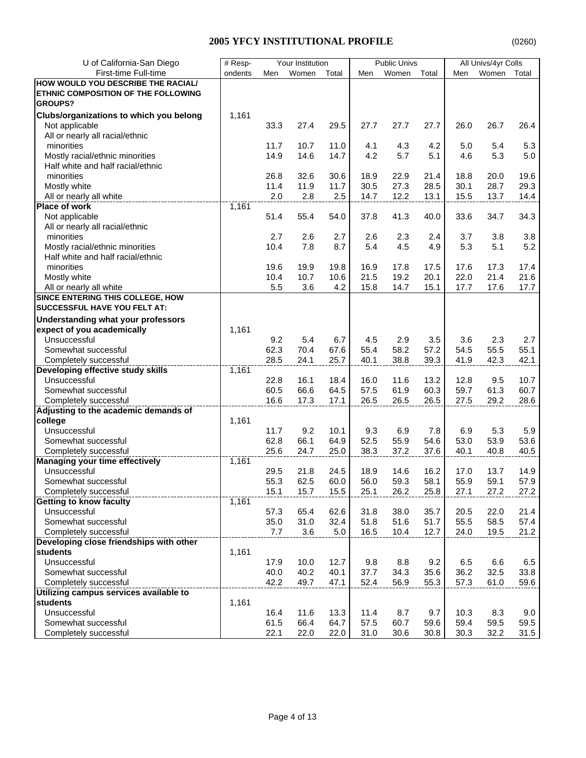# 2005 YFCY INSTITUTIONAL PROFILE

(0260)

| U of California-San Diego | # Resp- | Your Institution | | | Public Univs | | | All Univs/4yr Colls | | |
|---|---|---|---|---|---|---|---|---|---|---|
| First-time Full-time | ondents | Men | Women | Total | Men | Women | Total | Men | Women | Total |
| **HOW WOULD YOU DESCRIBE THE RACIAL/ ETHNIC COMPOSITION OF THE FOLLOWING GROUPS?** | | | | | | | | | | |
| **Clubs/organizations to which you belong** | 1,161 | | | | | | | | | |
| Not applicable | | 33.3 | 27.4 | 29.5 | 27.7 | 27.7 | 27.7 | 26.0 | 26.7 | 26.4 |
| All or nearly all racial/ethnic minorities | | 11.7 | 10.7 | 11.0 | 4.1 | 4.3 | 4.2 | 5.0 | 5.4 | 5.3 |
| Mostly racial/ethnic minorities | | 14.9 | 14.6 | 14.7 | 4.2 | 5.7 | 5.1 | 4.6 | 5.3 | 5.0 |
| Half white and half racial/ethnic minorities | | 26.8 | 32.6 | 30.6 | 18.9 | 22.9 | 21.4 | 18.8 | 20.0 | 19.6 |
| Mostly white | | 11.4 | 11.9 | 11.7 | 30.5 | 27.3 | 28.5 | 30.1 | 28.7 | 29.3 |
| All or nearly all white | | 2.0 | 2.8 | 2.5 | 14.7 | 12.2 | 13.1 | 15.5 | 13.7 | 14.4 |
| **Place of work** | 1,161 | | | | | | | | | |
| Not applicable | | 51.4 | 55.4 | 54.0 | 37.8 | 41.3 | 40.0 | 33.6 | 34.7 | 34.3 |
| All or nearly all racial/ethnic minorities | | 2.7 | 2.6 | 2.7 | 2.6 | 2.3 | 2.4 | 3.7 | 3.8 | 3.8 |
| Mostly racial/ethnic minorities | | 10.4 | 7.8 | 8.7 | 5.4 | 4.5 | 4.9 | 5.3 | 5.1 | 5.2 |
| Half white and half racial/ethnic minorities | | 19.6 | 19.9 | 19.8 | 16.9 | 17.8 | 17.5 | 17.6 | 17.3 | 17.4 |
| Mostly white | | 10.4 | 10.7 | 10.6 | 21.5 | 19.2 | 20.1 | 22.0 | 21.4 | 21.6 |
| All or nearly all white | | 5.5 | 3.6 | 4.2 | 15.8 | 14.7 | 15.1 | 17.7 | 17.6 | 17.7 |
| **SINCE ENTERING THIS COLLEGE, HOW SUCCESSFUL HAVE YOU FELT AT:** | | | | | | | | | | |
| **Understanding what your professors expect of you academically** | 1,161 | | | | | | | | | |
| Unsuccessful | | 9.2 | 5.4 | 6.7 | 4.5 | 2.9 | 3.5 | 3.6 | 2.3 | 2.7 |
| Somewhat successful | | 62.3 | 70.4 | 67.6 | 55.4 | 58.2 | 57.2 | 54.5 | 55.5 | 55.1 |
| Completely successful | | 28.5 | 24.1 | 25.7 | 40.1 | 38.8 | 39.3 | 41.9 | 42.3 | 42.1 |
| **Developing effective study skills** | 1,161 | | | | | | | | | |
| Unsuccessful | | 22.8 | 16.1 | 18.4 | 16.0 | 11.6 | 13.2 | 12.8 | 9.5 | 10.7 |
| Somewhat successful | | 60.5 | 66.6 | 64.5 | 57.5 | 61.9 | 60.3 | 59.7 | 61.3 | 60.7 |
| Completely successful | | 16.6 | 17.3 | 17.1 | 26.5 | 26.5 | 26.5 | 27.5 | 29.2 | 28.6 |
| **Adjusting to the academic demands of college** | 1,161 | | | | | | | | | |
| Unsuccessful | | 11.7 | 9.2 | 10.1 | 9.3 | 6.9 | 7.8 | 6.9 | 5.3 | 5.9 |
| Somewhat successful | | 62.8 | 66.1 | 64.9 | 52.5 | 55.9 | 54.6 | 53.0 | 53.9 | 53.6 |
| Completely successful | | 25.6 | 24.7 | 25.0 | 38.3 | 37.2 | 37.6 | 40.1 | 40.8 | 40.5 |
| **Managing your time effectively** | 1,161 | | | | | | | | | |
| Unsuccessful | | 29.5 | 21.8 | 24.5 | 18.9 | 14.6 | 16.2 | 17.0 | 13.7 | 14.9 |
| Somewhat successful | | 55.3 | 62.5 | 60.0 | 56.0 | 59.3 | 58.1 | 55.9 | 59.1 | 57.9 |
| Completely successful | | 15.1 | 15.7 | 15.5 | 25.1 | 26.2 | 25.8 | 27.1 | 27.2 | 27.2 |
| **Getting to know faculty** | 1,161 | | | | | | | | | |
| Unsuccessful | | 57.3 | 65.4 | 62.6 | 31.8 | 38.0 | 35.7 | 20.5 | 22.0 | 21.4 |
| Somewhat successful | | 35.0 | 31.0 | 32.4 | 51.8 | 51.6 | 51.7 | 55.5 | 58.5 | 57.4 |
| Completely successful | | 7.7 | 3.6 | 5.0 | 16.5 | 10.4 | 12.7 | 24.0 | 19.5 | 21.2 |
| **Developing close friendships with other students** | 1,161 | | | | | | | | | |
| Unsuccessful | | 17.9 | 10.0 | 12.7 | 9.8 | 8.8 | 9.2 | 6.5 | 6.6 | 6.5 |
| Somewhat successful | | 40.0 | 40.2 | 40.1 | 37.7 | 34.3 | 35.6 | 36.2 | 32.5 | 33.8 |
| Completely successful | | 42.2 | 49.7 | 47.1 | 52.4 | 56.9 | 55.3 | 57.3 | 61.0 | 59.6 |
| **Utilizing campus services available to students** | 1,161 | | | | | | | | | |
| Unsuccessful | | 16.4 | 11.6 | 13.3 | 11.4 | 8.7 | 9.7 | 10.3 | 8.3 | 9.0 |
| Somewhat successful | | 61.5 | 66.4 | 64.7 | 57.5 | 60.7 | 59.6 | 59.4 | 59.5 | 59.5 |
| Completely successful | | 22.1 | 22.0 | 22.0 | 31.0 | 30.6 | 30.8 | 30.3 | 32.2 | 31.5 |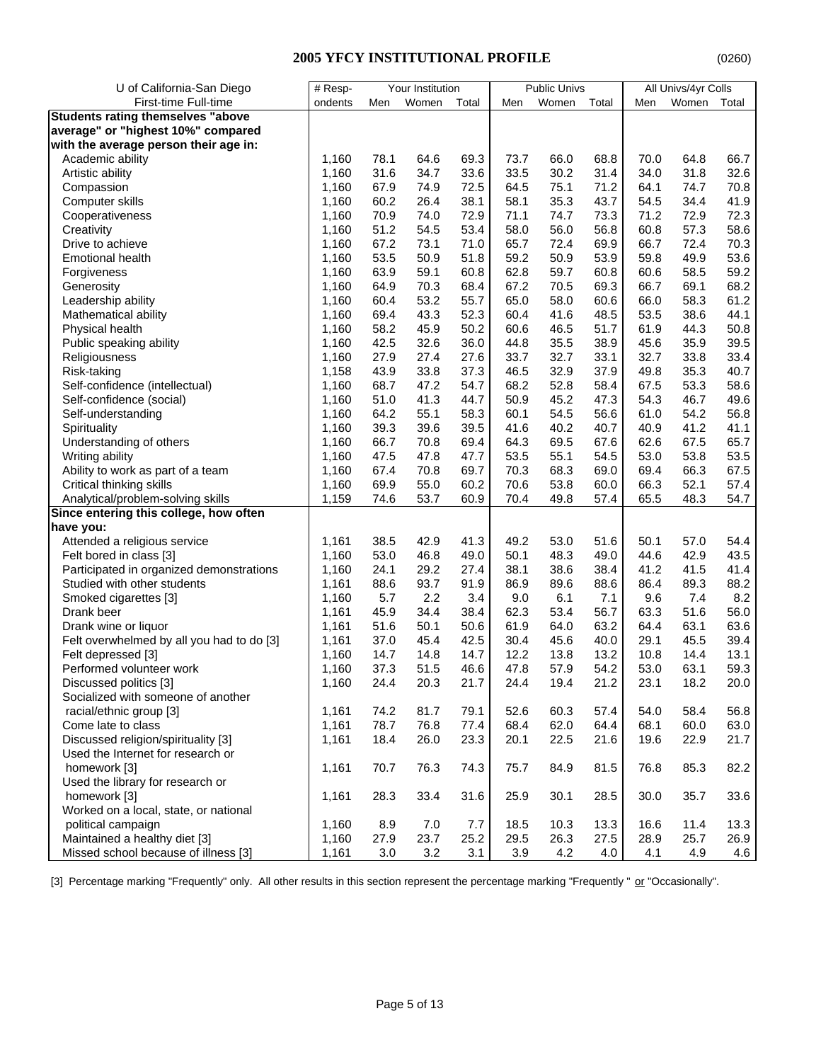# 2005 YFCY INSTITUTIONAL PROFILE

(0260)

| U of California-San Diego | # Resp- | Your Institution | | | Public Univs | | | All Univs/4yr Colls | | |
|---|---|---|---|---|---|---|---|---|---|---|
| First-time Full-time | ondents | Men | Women | Total | Men | Women | Total | Men | Women | Total |
| **Students rating themselves "above average" or "highest 10%" compared with the average person their age in:** | | | | | | | | | | |
| Academic ability | 1,160 | 78.1 | 64.6 | 69.3 | 73.7 | 66.0 | 68.8 | 70.0 | 64.8 | 66.7 |
| Artistic ability | 1,160 | 31.6 | 34.7 | 33.6 | 33.5 | 30.2 | 31.4 | 34.0 | 31.8 | 32.6 |
| Compassion | 1,160 | 67.9 | 74.9 | 72.5 | 64.5 | 75.1 | 71.2 | 64.1 | 74.7 | 70.8 |
| Computer skills | 1,160 | 60.2 | 26.4 | 38.1 | 58.1 | 35.3 | 43.7 | 54.5 | 34.4 | 41.9 |
| Cooperativeness | 1,160 | 70.9 | 74.0 | 72.9 | 71.1 | 74.7 | 73.3 | 71.2 | 72.9 | 72.3 |
| Creativity | 1,160 | 51.2 | 54.5 | 53.4 | 58.0 | 56.0 | 56.8 | 60.8 | 57.3 | 58.6 |
| Drive to achieve | 1,160 | 67.2 | 73.1 | 71.0 | 65.7 | 72.4 | 69.9 | 66.7 | 72.4 | 70.3 |
| Emotional health | 1,160 | 53.5 | 50.9 | 51.8 | 59.2 | 50.9 | 53.9 | 59.8 | 49.9 | 53.6 |
| Forgiveness | 1,160 | 63.9 | 59.1 | 60.8 | 62.8 | 59.7 | 60.8 | 60.6 | 58.5 | 59.2 |
| Generosity | 1,160 | 64.9 | 70.3 | 68.4 | 67.2 | 70.5 | 69.3 | 66.7 | 69.1 | 68.2 |
| Leadership ability | 1,160 | 60.4 | 53.2 | 55.7 | 65.0 | 58.0 | 60.6 | 66.0 | 58.3 | 61.2 |
| Mathematical ability | 1,160 | 69.4 | 43.3 | 52.3 | 60.4 | 41.6 | 48.5 | 53.5 | 38.6 | 44.1 |
| Physical health | 1,160 | 58.2 | 45.9 | 50.2 | 60.6 | 46.5 | 51.7 | 61.9 | 44.3 | 50.8 |
| Public speaking ability | 1,160 | 42.5 | 32.6 | 36.0 | 44.8 | 35.5 | 38.9 | 45.6 | 35.9 | 39.5 |
| Religiousness | 1,160 | 27.9 | 27.4 | 27.6 | 33.7 | 32.7 | 33.1 | 32.7 | 33.8 | 33.4 |
| Risk-taking | 1,158 | 43.9 | 33.8 | 37.3 | 46.5 | 32.9 | 37.9 | 49.8 | 35.3 | 40.7 |
| Self-confidence (intellectual) | 1,160 | 68.7 | 47.2 | 54.7 | 68.2 | 52.8 | 58.4 | 67.5 | 53.3 | 58.6 |
| Self-confidence (social) | 1,160 | 51.0 | 41.3 | 44.7 | 50.9 | 45.2 | 47.3 | 54.3 | 46.7 | 49.6 |
| Self-understanding | 1,160 | 64.2 | 55.1 | 58.3 | 60.1 | 54.5 | 56.6 | 61.0 | 54.2 | 56.8 |
| Spirituality | 1,160 | 39.3 | 39.6 | 39.5 | 41.6 | 40.2 | 40.7 | 40.9 | 41.2 | 41.1 |
| Understanding of others | 1,160 | 66.7 | 70.8 | 69.4 | 64.3 | 69.5 | 67.6 | 62.6 | 67.5 | 65.7 |
| Writing ability | 1,160 | 47.5 | 47.8 | 47.7 | 53.5 | 55.1 | 54.5 | 53.0 | 53.8 | 53.5 |
| Ability to work as part of a team | 1,160 | 67.4 | 70.8 | 69.7 | 70.3 | 68.3 | 69.0 | 69.4 | 66.3 | 67.5 |
| Critical thinking skills | 1,160 | 69.9 | 55.0 | 60.2 | 70.6 | 53.8 | 60.0 | 66.3 | 52.1 | 57.4 |
| Analytical/problem-solving skills | 1,159 | 74.6 | 53.7 | 60.9 | 70.4 | 49.8 | 57.4 | 65.5 | 48.3 | 54.7 |
| **Since entering this college, how often have you:** | | | | | | | | | | |
| Attended a religious service | 1,161 | 38.5 | 42.9 | 41.3 | 49.2 | 53.0 | 51.6 | 50.1 | 57.0 | 54.4 |
| Felt bored in class [3] | 1,160 | 53.0 | 46.8 | 49.0 | 50.1 | 48.3 | 49.0 | 44.6 | 42.9 | 43.5 |
| Participated in organized demonstrations | 1,160 | 24.1 | 29.2 | 27.4 | 38.1 | 38.6 | 38.4 | 41.2 | 41.5 | 41.4 |
| Studied with other students | 1,161 | 88.6 | 93.7 | 91.9 | 86.9 | 89.6 | 88.6 | 86.4 | 89.3 | 88.2 |
| Smoked cigarettes [3] | 1,160 | 5.7 | 2.2 | 3.4 | 9.0 | 6.1 | 7.1 | 9.6 | 7.4 | 8.2 |
| Drank beer | 1,161 | 45.9 | 34.4 | 38.4 | 62.3 | 53.4 | 56.7 | 63.3 | 51.6 | 56.0 |
| Drank wine or liquor | 1,161 | 51.6 | 50.1 | 50.6 | 61.9 | 64.0 | 63.2 | 64.4 | 63.1 | 63.6 |
| Felt overwhelmed by all you had to do [3] | 1,161 | 37.0 | 45.4 | 42.5 | 30.4 | 45.6 | 40.0 | 29.1 | 45.5 | 39.4 |
| Felt depressed [3] | 1,160 | 14.7 | 14.8 | 14.7 | 12.2 | 13.8 | 13.2 | 10.8 | 14.4 | 13.1 |
| Performed volunteer work | 1,160 | 37.3 | 51.5 | 46.6 | 47.8 | 57.9 | 54.2 | 53.0 | 63.1 | 59.3 |
| Discussed politics [3] | 1,160 | 24.4 | 20.3 | 21.7 | 24.4 | 19.4 | 21.2 | 23.1 | 18.2 | 20.0 |
| Socialized with someone of another racial/ethnic group [3] | 1,161 | 74.2 | 81.7 | 79.1 | 52.6 | 60.3 | 57.4 | 54.0 | 58.4 | 56.8 |
| Come late to class | 1,161 | 78.7 | 76.8 | 77.4 | 68.4 | 62.0 | 64.4 | 68.1 | 60.0 | 63.0 |
| Discussed religion/spirituality [3] | 1,161 | 18.4 | 26.0 | 23.3 | 20.1 | 22.5 | 21.6 | 19.6 | 22.9 | 21.7 |
| Used the Internet for research or homework [3] | 1,161 | 70.7 | 76.3 | 74.3 | 75.7 | 84.9 | 81.5 | 76.8 | 85.3 | 82.2 |
| Used the library for research or homework [3] | 1,161 | 28.3 | 33.4 | 31.6 | 25.9 | 30.1 | 28.5 | 30.0 | 35.7 | 33.6 |
| Worked on a local, state, or national political campaign | 1,160 | 8.9 | 7.0 | 7.7 | 18.5 | 10.3 | 13.3 | 16.6 | 11.4 | 13.3 |
| Maintained a healthy diet [3] | 1,160 | 27.9 | 23.7 | 25.2 | 29.5 | 26.3 | 27.5 | 28.9 | 25.7 | 26.9 |
| Missed school because of illness [3] | 1,161 | 3.0 | 3.2 | 3.1 | 3.9 | 4.2 | 4.0 | 4.1 | 4.9 | 4.6 |

[3] Percentage marking "Frequently" only. All other results in this section represent the percentage marking "Frequently " or "Occasionally".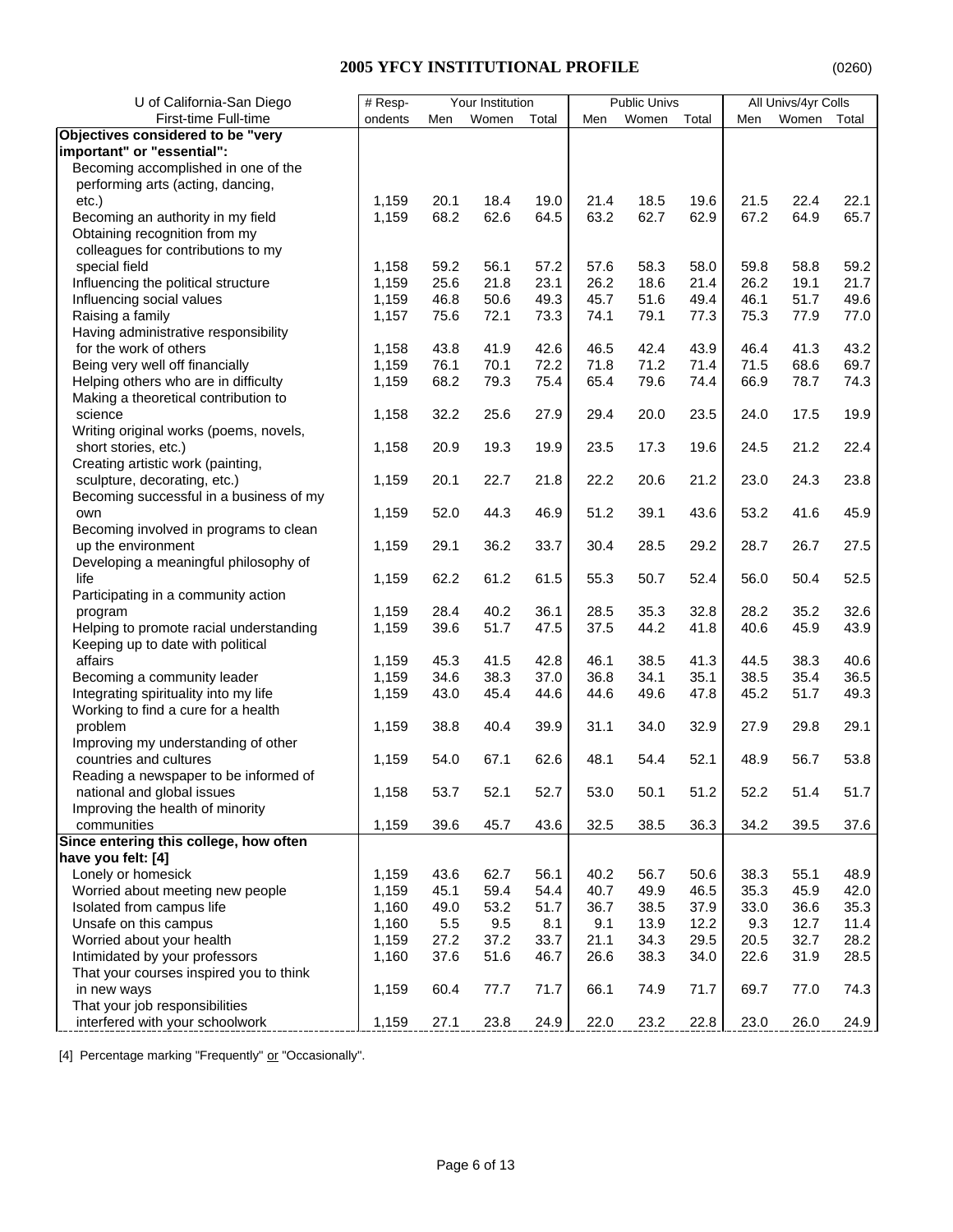## 2005 YFCY INSTITUTIONAL PROFILE

(0260)

| U of California-San Diego First-time Full-time | # Respondents | Your Institution | | | Public Univs | | | All Univs/4yr Colls | | |
|---|---|---|---|---|---|---|---|---|---|---|
| | | Men | Women | Total | Men | Women | Total | Men | Women | Total |
| **Objectives considered to be "very important" or "essential":** | | | | | | | | | | |
| Becoming accomplished in one of the performing arts (acting, dancing, etc.) | 1,159 | 20.1 | 18.4 | 19.0 | 21.4 | 18.5 | 19.6 | 21.5 | 22.4 | 22.1 |
| Becoming an authority in my field | 1,159 | 68.2 | 62.6 | 64.5 | 63.2 | 62.7 | 62.9 | 67.2 | 64.9 | 65.7 |
| Obtaining recognition from my colleagues for contributions to my special field | 1,158 | 59.2 | 56.1 | 57.2 | 57.6 | 58.3 | 58.0 | 59.8 | 58.8 | 59.2 |
| Influencing the political structure | 1,159 | 25.6 | 21.8 | 23.1 | 26.2 | 18.6 | 21.4 | 26.2 | 19.1 | 21.7 |
| Influencing social values | 1,159 | 46.8 | 50.6 | 49.3 | 45.7 | 51.6 | 49.4 | 46.1 | 51.7 | 49.6 |
| Raising a family | 1,157 | 75.6 | 72.1 | 73.3 | 74.1 | 79.1 | 77.3 | 75.3 | 77.9 | 77.0 |
| Having administrative responsibility for the work of others | 1,158 | 43.8 | 41.9 | 42.6 | 46.5 | 42.4 | 43.9 | 46.4 | 41.3 | 43.2 |
| Being very well off financially | 1,159 | 76.1 | 70.1 | 72.2 | 71.8 | 71.2 | 71.4 | 71.5 | 68.6 | 69.7 |
| Helping others who are in difficulty | 1,159 | 68.2 | 79.3 | 75.4 | 65.4 | 79.6 | 74.4 | 66.9 | 78.7 | 74.3 |
| Making a theoretical contribution to science | 1,158 | 32.2 | 25.6 | 27.9 | 29.4 | 20.0 | 23.5 | 24.0 | 17.5 | 19.9 |
| Writing original works (poems, novels, short stories, etc.) | 1,158 | 20.9 | 19.3 | 19.9 | 23.5 | 17.3 | 19.6 | 24.5 | 21.2 | 22.4 |
| Creating artistic work (painting, sculpture, decorating, etc.) | 1,159 | 20.1 | 22.7 | 21.8 | 22.2 | 20.6 | 21.2 | 23.0 | 24.3 | 23.8 |
| Becoming successful in a business of my own | 1,159 | 52.0 | 44.3 | 46.9 | 51.2 | 39.1 | 43.6 | 53.2 | 41.6 | 45.9 |
| Becoming involved in programs to clean up the environment | 1,159 | 29.1 | 36.2 | 33.7 | 30.4 | 28.5 | 29.2 | 28.7 | 26.7 | 27.5 |
| Developing a meaningful philosophy of life | 1,159 | 62.2 | 61.2 | 61.5 | 55.3 | 50.7 | 52.4 | 56.0 | 50.4 | 52.5 |
| Participating in a community action program | 1,159 | 28.4 | 40.2 | 36.1 | 28.5 | 35.3 | 32.8 | 28.2 | 35.2 | 32.6 |
| Helping to promote racial understanding | 1,159 | 39.6 | 51.7 | 47.5 | 37.5 | 44.2 | 41.8 | 40.6 | 45.9 | 43.9 |
| Keeping up to date with political affairs | 1,159 | 45.3 | 41.5 | 42.8 | 46.1 | 38.5 | 41.3 | 44.5 | 38.3 | 40.6 |
| Becoming a community leader | 1,159 | 34.6 | 38.3 | 37.0 | 36.8 | 34.1 | 35.1 | 38.5 | 35.4 | 36.5 |
| Integrating spirituality into my life | 1,159 | 43.0 | 45.4 | 44.6 | 44.6 | 49.6 | 47.8 | 45.2 | 51.7 | 49.3 |
| Working to find a cure for a health problem | 1,159 | 38.8 | 40.4 | 39.9 | 31.1 | 34.0 | 32.9 | 27.9 | 29.8 | 29.1 |
| Improving my understanding of other countries and cultures | 1,159 | 54.0 | 67.1 | 62.6 | 48.1 | 54.4 | 52.1 | 48.9 | 56.7 | 53.8 |
| Reading a newspaper to be informed of national and global issues | 1,158 | 53.7 | 52.1 | 52.7 | 53.0 | 50.1 | 51.2 | 52.2 | 51.4 | 51.7 |
| Improving the health of minority communities | 1,159 | 39.6 | 45.7 | 43.6 | 32.5 | 38.5 | 36.3 | 34.2 | 39.5 | 37.6 |
| **Since entering this college, how often have you felt: [4]** | | | | | | | | | | |
| Lonely or homesick | 1,159 | 43.6 | 62.7 | 56.1 | 40.2 | 56.7 | 50.6 | 38.3 | 55.1 | 48.9 |
| Worried about meeting new people | 1,159 | 45.1 | 59.4 | 54.4 | 40.7 | 49.9 | 46.5 | 35.3 | 45.9 | 42.0 |
| Isolated from campus life | 1,160 | 49.0 | 53.2 | 51.7 | 36.7 | 38.5 | 37.9 | 33.0 | 36.6 | 35.3 |
| Unsafe on this campus | 1,160 | 5.5 | 9.5 | 8.1 | 9.1 | 13.9 | 12.2 | 9.3 | 12.7 | 11.4 |
| Worried about your health | 1,159 | 27.2 | 37.2 | 33.7 | 21.1 | 34.3 | 29.5 | 20.5 | 32.7 | 28.2 |
| Intimidated by your professors | 1,160 | 37.6 | 51.6 | 46.7 | 26.6 | 38.3 | 34.0 | 22.6 | 31.9 | 28.5 |
| That your courses inspired you to think in new ways | 1,159 | 60.4 | 77.7 | 71.7 | 66.1 | 74.9 | 71.7 | 69.7 | 77.0 | 74.3 |
| That your job responsibilities interfered with your schoolwork | 1,159 | 27.1 | 23.8 | 24.9 | 22.0 | 23.2 | 22.8 | 23.0 | 26.0 | 24.9 |

[4] Percentage marking "Frequently" or "Occasionally".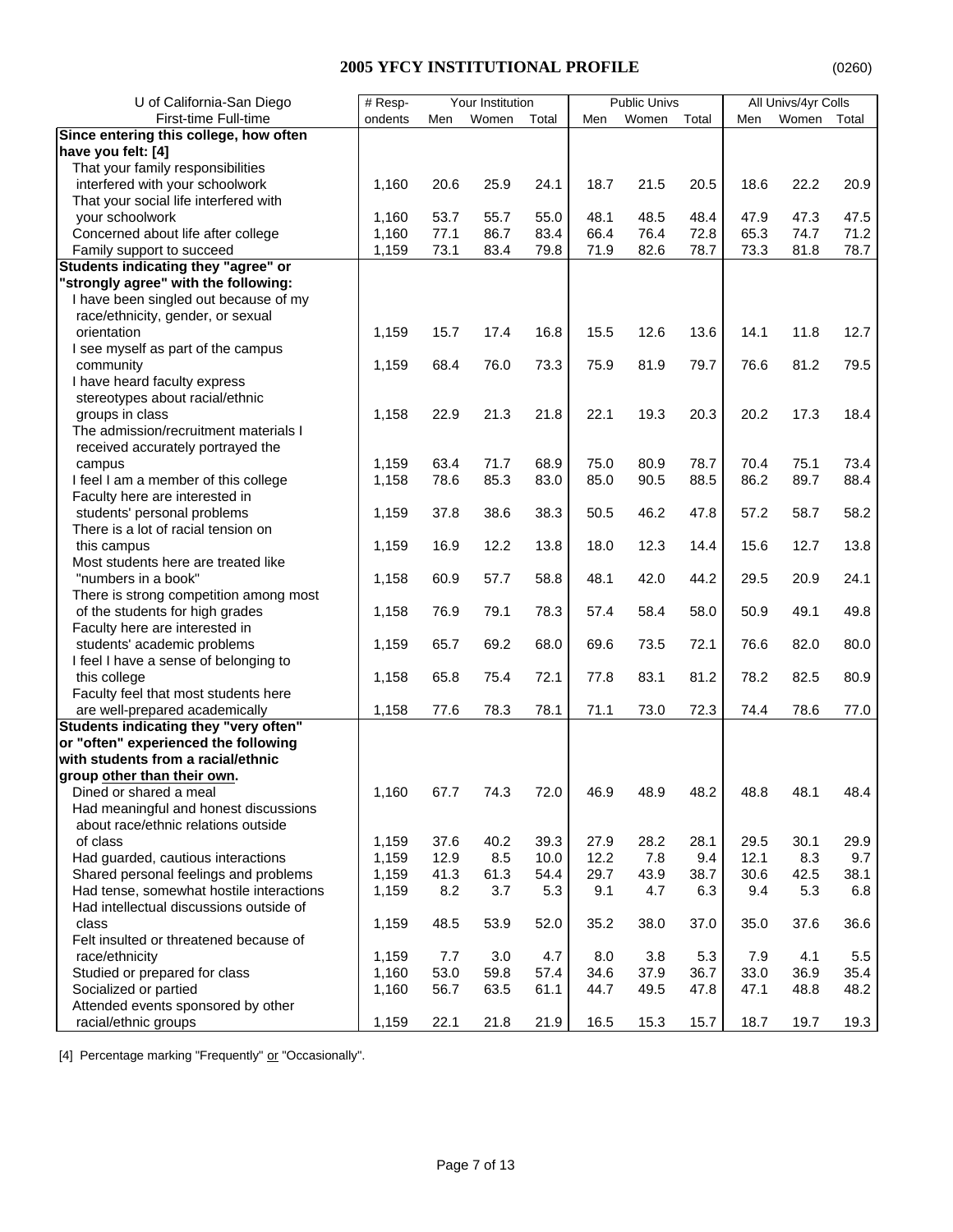# 2005 YFCY INSTITUTIONAL PROFILE

(0260)

| U of California-San Diego | # Resp- | Your Institution | | | Public Univs | | | All Univs/4yr Colls | | |
|---|---|---|---|---|---|---|---|---|---|---|
| First-time Full-time | ondents | Men | Women | Total | Men | Women | Total | Men | Women | Total |
| **Since entering this college, how often have you felt: [4]** | | | | | | | | | | |
| That your family responsibilities interfered with your schoolwork | 1,160 | 20.6 | 25.9 | 24.1 | 18.7 | 21.5 | 20.5 | 18.6 | 22.2 | 20.9 |
| That your social life interfered with your schoolwork | 1,160 | 53.7 | 55.7 | 55.0 | 48.1 | 48.5 | 48.4 | 47.9 | 47.3 | 47.5 |
| Concerned about life after college | 1,160 | 77.1 | 86.7 | 83.4 | 66.4 | 76.4 | 72.8 | 65.3 | 74.7 | 71.2 |
| Family support to succeed | 1,159 | 73.1 | 83.4 | 79.8 | 71.9 | 82.6 | 78.7 | 73.3 | 81.8 | 78.7 |
| **Students indicating they "agree" or "strongly agree" with the following:** | | | | | | | | | | |
| I have been singled out because of my race/ethnicity, gender, or sexual orientation | 1,159 | 15.7 | 17.4 | 16.8 | 15.5 | 12.6 | 13.6 | 14.1 | 11.8 | 12.7 |
| I see myself as part of the campus community | 1,159 | 68.4 | 76.0 | 73.3 | 75.9 | 81.9 | 79.7 | 76.6 | 81.2 | 79.5 |
| I have heard faculty express stereotypes about racial/ethnic groups in class | 1,158 | 22.9 | 21.3 | 21.8 | 22.1 | 19.3 | 20.3 | 20.2 | 17.3 | 18.4 |
| The admission/recruitment materials I received accurately portrayed the campus | 1,159 | 63.4 | 71.7 | 68.9 | 75.0 | 80.9 | 78.7 | 70.4 | 75.1 | 73.4 |
| I feel I am a member of this college | 1,158 | 78.6 | 85.3 | 83.0 | 85.0 | 90.5 | 88.5 | 86.2 | 89.7 | 88.4 |
| Faculty here are interested in students' personal problems | 1,159 | 37.8 | 38.6 | 38.3 | 50.5 | 46.2 | 47.8 | 57.2 | 58.7 | 58.2 |
| There is a lot of racial tension on this campus | 1,159 | 16.9 | 12.2 | 13.8 | 18.0 | 12.3 | 14.4 | 15.6 | 12.7 | 13.8 |
| Most students here are treated like "numbers in a book" | 1,158 | 60.9 | 57.7 | 58.8 | 48.1 | 42.0 | 44.2 | 29.5 | 20.9 | 24.1 |
| There is strong competition among most of the students for high grades | 1,158 | 76.9 | 79.1 | 78.3 | 57.4 | 58.4 | 58.0 | 50.9 | 49.1 | 49.8 |
| Faculty here are interested in students' academic problems | 1,159 | 65.7 | 69.2 | 68.0 | 69.6 | 73.5 | 72.1 | 76.6 | 82.0 | 80.0 |
| I feel I have a sense of belonging to this college | 1,158 | 65.8 | 75.4 | 72.1 | 77.8 | 83.1 | 81.2 | 78.2 | 82.5 | 80.9 |
| Faculty feel that most students here are well-prepared academically | 1,158 | 77.6 | 78.3 | 78.1 | 71.1 | 73.0 | 72.3 | 74.4 | 78.6 | 77.0 |
| **Students indicating they "very often" or "often" experienced the following with students from a racial/ethnic group other than their own.** | | | | | | | | | | |
| Dined or shared a meal | 1,160 | 67.7 | 74.3 | 72.0 | 46.9 | 48.9 | 48.2 | 48.8 | 48.1 | 48.4 |
| Had meaningful and honest discussions about race/ethnic relations outside of class | 1,159 | 37.6 | 40.2 | 39.3 | 27.9 | 28.2 | 28.1 | 29.5 | 30.1 | 29.9 |
| Had guarded, cautious interactions | 1,159 | 12.9 | 8.5 | 10.0 | 12.2 | 7.8 | 9.4 | 12.1 | 8.3 | 9.7 |
| Shared personal feelings and problems | 1,159 | 41.3 | 61.3 | 54.4 | 29.7 | 43.9 | 38.7 | 30.6 | 42.5 | 38.1 |
| Had tense, somewhat hostile interactions | 1,159 | 8.2 | 3.7 | 5.3 | 9.1 | 4.7 | 6.3 | 9.4 | 5.3 | 6.8 |
| Had intellectual discussions outside of class | 1,159 | 48.5 | 53.9 | 52.0 | 35.2 | 38.0 | 37.0 | 35.0 | 37.6 | 36.6 |
| Felt insulted or threatened because of race/ethnicity | 1,159 | 7.7 | 3.0 | 4.7 | 8.0 | 3.8 | 5.3 | 7.9 | 4.1 | 5.5 |
| Studied or prepared for class | 1,160 | 53.0 | 59.8 | 57.4 | 34.6 | 37.9 | 36.7 | 33.0 | 36.9 | 35.4 |
| Socialized or partied | 1,160 | 56.7 | 63.5 | 61.1 | 44.7 | 49.5 | 47.8 | 47.1 | 48.8 | 48.2 |
| Attended events sponsored by other racial/ethnic groups | 1,159 | 22.1 | 21.8 | 21.9 | 16.5 | 15.3 | 15.7 | 18.7 | 19.7 | 19.3 |

[4] Percentage marking "Frequently" or "Occasionally".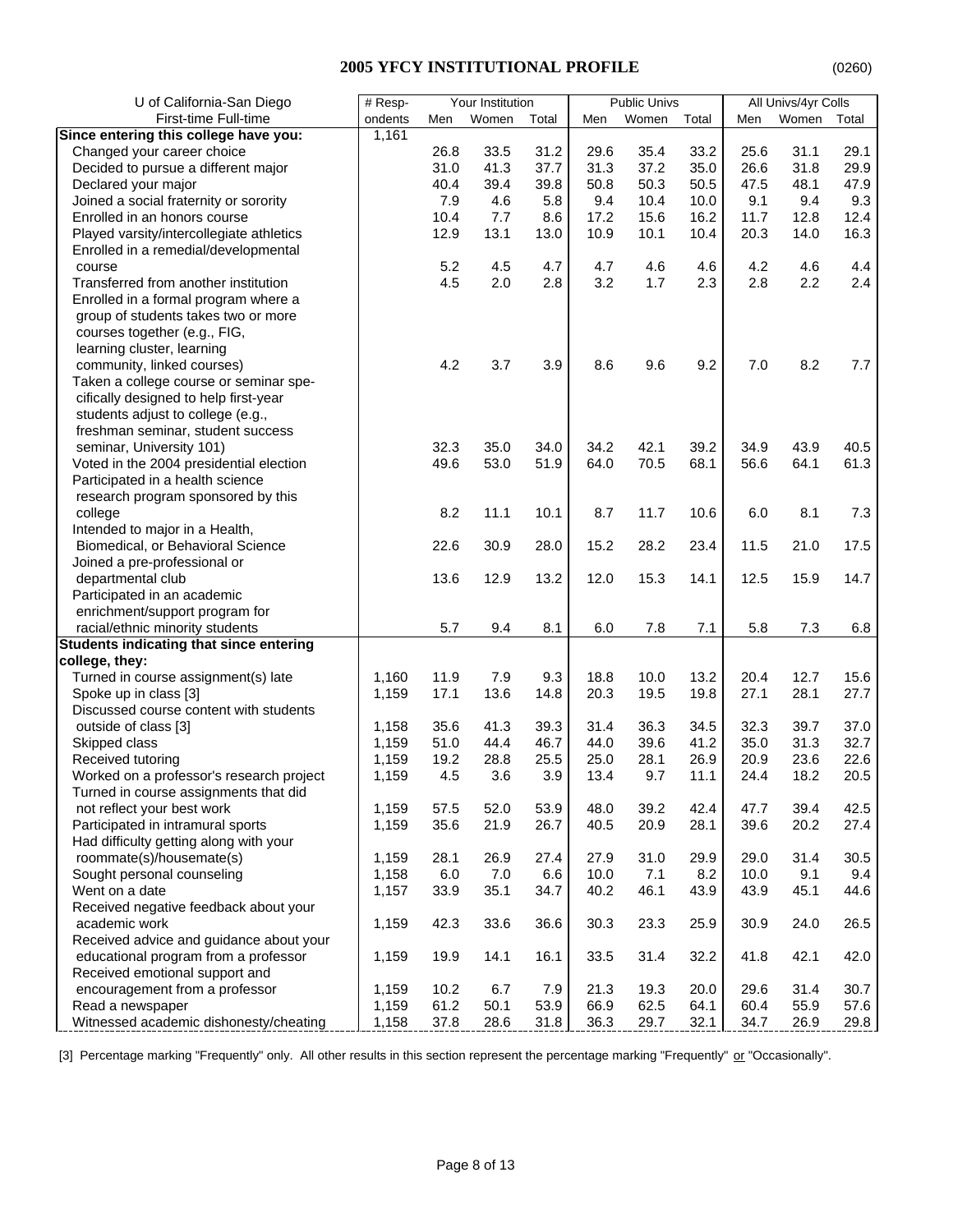# 2005 YFCY INSTITUTIONAL PROFILE

(0260)

| U of California-San Diego | # Resp- | Your Institution | | | Public Univs | | | All Univs/4yr Colls | | |
|---|---|---|---|---|---|---|---|---|---|---|
| First-time Full-time | ondents | Men | Women | Total | Men | Women | Total | Men | Women | Total |
| **Since entering this college have you:** | 1,161 | | | | | | | | | |
| Changed your career choice | | 26.8 | 33.5 | 31.2 | 29.6 | 35.4 | 33.2 | 25.6 | 31.1 | 29.1 |
| Decided to pursue a different major | | 31.0 | 41.3 | 37.7 | 31.3 | 37.2 | 35.0 | 26.6 | 31.8 | 29.9 |
| Declared your major | | 40.4 | 39.4 | 39.8 | 50.8 | 50.3 | 50.5 | 47.5 | 48.1 | 47.9 |
| Joined a social fraternity or sorority | | 7.9 | 4.6 | 5.8 | 9.4 | 10.4 | 10.0 | 9.1 | 9.4 | 9.3 |
| Enrolled in an honors course | | 10.4 | 7.7 | 8.6 | 17.2 | 15.6 | 16.2 | 11.7 | 12.8 | 12.4 |
| Played varsity/intercollegiate athletics | | 12.9 | 13.1 | 13.0 | 10.9 | 10.1 | 10.4 | 20.3 | 14.0 | 16.3 |
| Enrolled in a remedial/developmental course | | 5.2 | 4.5 | 4.7 | 4.7 | 4.6 | 4.6 | 4.2 | 4.6 | 4.4 |
| Transferred from another institution | | 4.5 | 2.0 | 2.8 | 3.2 | 1.7 | 2.3 | 2.8 | 2.2 | 2.4 |
| Enrolled in a formal program where a group of students takes two or more courses together (e.g., FIG, learning cluster, learning community, linked courses) | | 4.2 | 3.7 | 3.9 | 8.6 | 9.6 | 9.2 | 7.0 | 8.2 | 7.7 |
| Taken a college course or seminar specifically designed to help first-year students adjust to college (e.g., freshman seminar, student success seminar, University 101) | | 32.3 | 35.0 | 34.0 | 34.2 | 42.1 | 39.2 | 34.9 | 43.9 | 40.5 |
| Voted in the 2004 presidential election | | 49.6 | 53.0 | 51.9 | 64.0 | 70.5 | 68.1 | 56.6 | 64.1 | 61.3 |
| Participated in a health science research program sponsored by this college | | 8.2 | 11.1 | 10.1 | 8.7 | 11.7 | 10.6 | 6.0 | 8.1 | 7.3 |
| Intended to major in a Health, Biomedical, or Behavioral Science | | 22.6 | 30.9 | 28.0 | 15.2 | 28.2 | 23.4 | 11.5 | 21.0 | 17.5 |
| Joined a pre-professional or departmental club | | 13.6 | 12.9 | 13.2 | 12.0 | 15.3 | 14.1 | 12.5 | 15.9 | 14.7 |
| Participated in an academic enrichment/support program for racial/ethnic minority students | | 5.7 | 9.4 | 8.1 | 6.0 | 7.8 | 7.1 | 5.8 | 7.3 | 6.8 |
| **Students indicating that since entering college, they:** | | | | | | | | | | |
| Turned in course assignment(s) late | 1,160 | 11.9 | 7.9 | 9.3 | 18.8 | 10.0 | 13.2 | 20.4 | 12.7 | 15.6 |
| Spoke up in class [3] | 1,159 | 17.1 | 13.6 | 14.8 | 20.3 | 19.5 | 19.8 | 27.1 | 28.1 | 27.7 |
| Discussed course content with students outside of class [3] | 1,158 | 35.6 | 41.3 | 39.3 | 31.4 | 36.3 | 34.5 | 32.3 | 39.7 | 37.0 |
| Skipped class | 1,159 | 51.0 | 44.4 | 46.7 | 44.0 | 39.6 | 41.2 | 35.0 | 31.3 | 32.7 |
| Received tutoring | 1,159 | 19.2 | 28.8 | 25.5 | 25.0 | 28.1 | 26.9 | 20.9 | 23.6 | 22.6 |
| Worked on a professor's research project | 1,159 | 4.5 | 3.6 | 3.9 | 13.4 | 9.7 | 11.1 | 24.4 | 18.2 | 20.5 |
| Turned in course assignments that did not reflect your best work | 1,159 | 57.5 | 52.0 | 53.9 | 48.0 | 39.2 | 42.4 | 47.7 | 39.4 | 42.5 |
| Participated in intramural sports | 1,159 | 35.6 | 21.9 | 26.7 | 40.5 | 20.9 | 28.1 | 39.6 | 20.2 | 27.4 |
| Had difficulty getting along with your roommate(s)/housemate(s) | 1,159 | 28.1 | 26.9 | 27.4 | 27.9 | 31.0 | 29.9 | 29.0 | 31.4 | 30.5 |
| Sought personal counseling | 1,158 | 6.0 | 7.0 | 6.6 | 10.0 | 7.1 | 8.2 | 10.0 | 9.1 | 9.4 |
| Went on a date | 1,157 | 33.9 | 35.1 | 34.7 | 40.2 | 46.1 | 43.9 | 43.9 | 45.1 | 44.6 |
| Received negative feedback about your academic work | 1,159 | 42.3 | 33.6 | 36.6 | 30.3 | 23.3 | 25.9 | 30.9 | 24.0 | 26.5 |
| Received advice and guidance about your educational program from a professor | 1,159 | 19.9 | 14.1 | 16.1 | 33.5 | 31.4 | 32.2 | 41.8 | 42.1 | 42.0 |
| Received emotional support and encouragement from a professor | 1,159 | 10.2 | 6.7 | 7.9 | 21.3 | 19.3 | 20.0 | 29.6 | 31.4 | 30.7 |
| Read a newspaper | 1,159 | 61.2 | 50.1 | 53.9 | 66.9 | 62.5 | 64.1 | 60.4 | 55.9 | 57.6 |
| Witnessed academic dishonesty/cheating | 1,158 | 37.8 | 28.6 | 31.8 | 36.3 | 29.7 | 32.1 | 34.7 | 26.9 | 29.8 |

[3] Percentage marking "Frequently" only. All other results in this section represent the percentage marking "Frequently" or "Occasionally".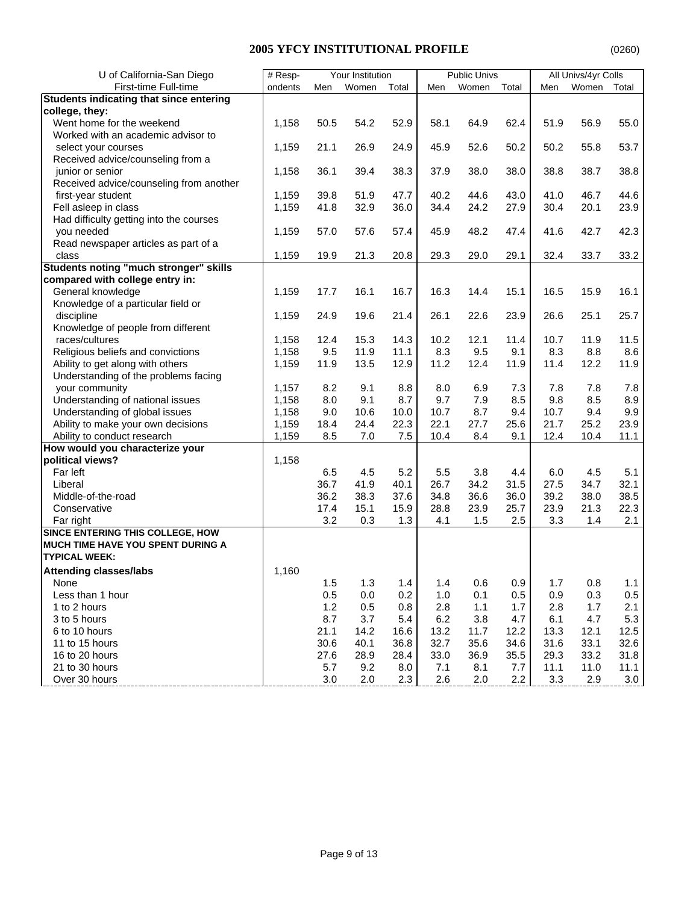# 2005 YFCY INSTITUTIONAL PROFILE

(0260)

| U of California-San Diego | # Resp- | Your Institution | | | Public Univs | | | All Univs/4yr Colls | | |
|---|---|---|---|---|---|---|---|---|---|---|
| First-time Full-time | ondents | Men | Women | Total | Men | Women | Total | Men | Women | Total |
| **Students indicating that since entering college, they:** | | | | | | | | | | |
| Went home for the weekend | 1,158 | 50.5 | 54.2 | 52.9 | 58.1 | 64.9 | 62.4 | 51.9 | 56.9 | 55.0 |
| Worked with an academic advisor to select your courses | 1,159 | 21.1 | 26.9 | 24.9 | 45.9 | 52.6 | 50.2 | 50.2 | 55.8 | 53.7 |
| Received advice/counseling from a junior or senior | 1,158 | 36.1 | 39.4 | 38.3 | 37.9 | 38.0 | 38.0 | 38.8 | 38.7 | 38.8 |
| Received advice/counseling from another first-year student | 1,159 | 39.8 | 51.9 | 47.7 | 40.2 | 44.6 | 43.0 | 41.0 | 46.7 | 44.6 |
| Fell asleep in class | 1,159 | 41.8 | 32.9 | 36.0 | 34.4 | 24.2 | 27.9 | 30.4 | 20.1 | 23.9 |
| Had difficulty getting into the courses you needed | 1,159 | 57.0 | 57.6 | 57.4 | 45.9 | 48.2 | 47.4 | 41.6 | 42.7 | 42.3 |
| Read newspaper articles as part of a class | 1,159 | 19.9 | 21.3 | 20.8 | 29.3 | 29.0 | 29.1 | 32.4 | 33.7 | 33.2 |
| **Students noting "much stronger" skills compared with college entry in:** | | | | | | | | | | |
| General knowledge | 1,159 | 17.7 | 16.1 | 16.7 | 16.3 | 14.4 | 15.1 | 16.5 | 15.9 | 16.1 |
| Knowledge of a particular field or discipline | 1,159 | 24.9 | 19.6 | 21.4 | 26.1 | 22.6 | 23.9 | 26.6 | 25.1 | 25.7 |
| Knowledge of people from different races/cultures | 1,158 | 12.4 | 15.3 | 14.3 | 10.2 | 12.1 | 11.4 | 10.7 | 11.9 | 11.5 |
| Religious beliefs and convictions | 1,158 | 9.5 | 11.9 | 11.1 | 8.3 | 9.5 | 9.1 | 8.3 | 8.8 | 8.6 |
| Ability to get along with others | 1,159 | 11.9 | 13.5 | 12.9 | 11.2 | 12.4 | 11.9 | 11.4 | 12.2 | 11.9 |
| Understanding of the problems facing your community | 1,157 | 8.2 | 9.1 | 8.8 | 8.0 | 6.9 | 7.3 | 7.8 | 7.8 | 7.8 |
| Understanding of national issues | 1,158 | 8.0 | 9.1 | 8.7 | 9.7 | 7.9 | 8.5 | 9.8 | 8.5 | 8.9 |
| Understanding of global issues | 1,158 | 9.0 | 10.6 | 10.0 | 10.7 | 8.7 | 9.4 | 10.7 | 9.4 | 9.9 |
| Ability to make your own decisions | 1,159 | 18.4 | 24.4 | 22.3 | 22.1 | 27.7 | 25.6 | 21.7 | 25.2 | 23.9 |
| Ability to conduct research | 1,159 | 8.5 | 7.0 | 7.5 | 10.4 | 8.4 | 9.1 | 12.4 | 10.4 | 11.1 |
| **How would you characterize your political views?** | 1,158 | | | | | | | | | |
| Far left | | 6.5 | 4.5 | 5.2 | 5.5 | 3.8 | 4.4 | 6.0 | 4.5 | 5.1 |
| Liberal | | 36.7 | 41.9 | 40.1 | 26.7 | 34.2 | 31.5 | 27.5 | 34.7 | 32.1 |
| Middle-of-the-road | | 36.2 | 38.3 | 37.6 | 34.8 | 36.6 | 36.0 | 39.2 | 38.0 | 38.5 |
| Conservative | | 17.4 | 15.1 | 15.9 | 28.8 | 23.9 | 25.7 | 23.9 | 21.3 | 22.3 |
| Far right | | 3.2 | 0.3 | 1.3 | 4.1 | 1.5 | 2.5 | 3.3 | 1.4 | 2.1 |
| **SINCE ENTERING THIS COLLEGE, HOW MUCH TIME HAVE YOU SPENT DURING A TYPICAL WEEK:** | | | | | | | | | | |
| **Attending classes/labs** | 1,160 | | | | | | | | | |
| None | | 1.5 | 1.3 | 1.4 | 1.4 | 0.6 | 0.9 | 1.7 | 0.8 | 1.1 |
| Less than 1 hour | | 0.5 | 0.0 | 0.2 | 1.0 | 0.1 | 0.5 | 0.9 | 0.3 | 0.5 |
| 1 to 2 hours | | 1.2 | 0.5 | 0.8 | 2.8 | 1.1 | 1.7 | 2.8 | 1.7 | 2.1 |
| 3 to 5 hours | | 8.7 | 3.7 | 5.4 | 6.2 | 3.8 | 4.7 | 6.1 | 4.7 | 5.3 |
| 6 to 10 hours | | 21.1 | 14.2 | 16.6 | 13.2 | 11.7 | 12.2 | 13.3 | 12.1 | 12.5 |
| 11 to 15 hours | | 30.6 | 40.1 | 36.8 | 32.7 | 35.6 | 34.6 | 31.6 | 33.1 | 32.6 |
| 16 to 20 hours | | 27.6 | 28.9 | 28.4 | 33.0 | 36.9 | 35.5 | 29.3 | 33.2 | 31.8 |
| 21 to 30 hours | | 5.7 | 9.2 | 8.0 | 7.1 | 8.1 | 7.7 | 11.1 | 11.0 | 11.1 |
| Over 30 hours | | 3.0 | 2.0 | 2.3 | 2.6 | 2.0 | 2.2 | 3.3 | 2.9 | 3.0 |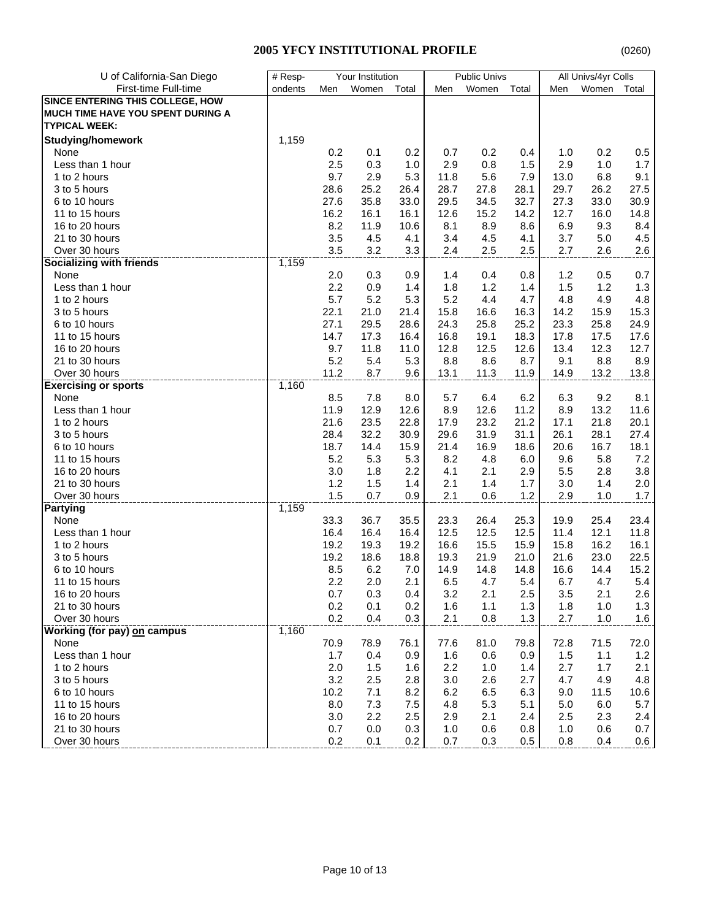# 2005 YFCY INSTITUTIONAL PROFILE

(0260)

| U of California-San Diego | # Resp- | Your Institution | | | Public Univs | | | All Univs/4yr Colls | | |
|---|---|---|---|---|---|---|---|---|---|---|
| First-time Full-time | ondents | Men | Women | Total | Men | Women | Total | Men | Women | Total |
| **SINCE ENTERING THIS COLLEGE, HOW MUCH TIME HAVE YOU SPENT DURING A TYPICAL WEEK:** | | | | | | | | | | |
| **Studying/homework** | 1,159 | | | | | | | | | |
| None | | 0.2 | 0.1 | 0.2 | 0.7 | 0.2 | 0.4 | 1.0 | 0.2 | 0.5 |
| Less than 1 hour | | 2.5 | 0.3 | 1.0 | 2.9 | 0.8 | 1.5 | 2.9 | 1.0 | 1.7 |
| 1 to 2 hours | | 9.7 | 2.9 | 5.3 | 11.8 | 5.6 | 7.9 | 13.0 | 6.8 | 9.1 |
| 3 to 5 hours | | 28.6 | 25.2 | 26.4 | 28.7 | 27.8 | 28.1 | 29.7 | 26.2 | 27.5 |
| 6 to 10 hours | | 27.6 | 35.8 | 33.0 | 29.5 | 34.5 | 32.7 | 27.3 | 33.0 | 30.9 |
| 11 to 15 hours | | 16.2 | 16.1 | 16.1 | 12.6 | 15.2 | 14.2 | 12.7 | 16.0 | 14.8 |
| 16 to 20 hours | | 8.2 | 11.9 | 10.6 | 8.1 | 8.9 | 8.6 | 6.9 | 9.3 | 8.4 |
| 21 to 30 hours | | 3.5 | 4.5 | 4.1 | 3.4 | 4.5 | 4.1 | 3.7 | 5.0 | 4.5 |
| Over 30 hours | | 3.5 | 3.2 | 3.3 | 2.4 | 2.5 | 2.5 | 2.7 | 2.6 | 2.6 |
| **Socializing with friends** | 1,159 | | | | | | | | | |
| None | | 2.0 | 0.3 | 0.9 | 1.4 | 0.4 | 0.8 | 1.2 | 0.5 | 0.7 |
| Less than 1 hour | | 2.2 | 0.9 | 1.4 | 1.8 | 1.2 | 1.4 | 1.5 | 1.2 | 1.3 |
| 1 to 2 hours | | 5.7 | 5.2 | 5.3 | 5.2 | 4.4 | 4.7 | 4.8 | 4.9 | 4.8 |
| 3 to 5 hours | | 22.1 | 21.0 | 21.4 | 15.8 | 16.6 | 16.3 | 14.2 | 15.9 | 15.3 |
| 6 to 10 hours | | 27.1 | 29.5 | 28.6 | 24.3 | 25.8 | 25.2 | 23.3 | 25.8 | 24.9 |
| 11 to 15 hours | | 14.7 | 17.3 | 16.4 | 16.8 | 19.1 | 18.3 | 17.8 | 17.5 | 17.6 |
| 16 to 20 hours | | 9.7 | 11.8 | 11.0 | 12.8 | 12.5 | 12.6 | 13.4 | 12.3 | 12.7 |
| 21 to 30 hours | | 5.2 | 5.4 | 5.3 | 8.8 | 8.6 | 8.7 | 9.1 | 8.8 | 8.9 |
| Over 30 hours | | 11.2 | 8.7 | 9.6 | 13.1 | 11.3 | 11.9 | 14.9 | 13.2 | 13.8 |
| **Exercising or sports** | 1,160 | | | | | | | | | |
| None | | 8.5 | 7.8 | 8.0 | 5.7 | 6.4 | 6.2 | 6.3 | 9.2 | 8.1 |
| Less than 1 hour | | 11.9 | 12.9 | 12.6 | 8.9 | 12.6 | 11.2 | 8.9 | 13.2 | 11.6 |
| 1 to 2 hours | | 21.6 | 23.5 | 22.8 | 17.9 | 23.2 | 21.2 | 17.1 | 21.8 | 20.1 |
| 3 to 5 hours | | 28.4 | 32.2 | 30.9 | 29.6 | 31.9 | 31.1 | 26.1 | 28.1 | 27.4 |
| 6 to 10 hours | | 18.7 | 14.4 | 15.9 | 21.4 | 16.9 | 18.6 | 20.6 | 16.7 | 18.1 |
| 11 to 15 hours | | 5.2 | 5.3 | 5.3 | 8.2 | 4.8 | 6.0 | 9.6 | 5.8 | 7.2 |
| 16 to 20 hours | | 3.0 | 1.8 | 2.2 | 4.1 | 2.1 | 2.9 | 5.5 | 2.8 | 3.8 |
| 21 to 30 hours | | 1.2 | 1.5 | 1.4 | 2.1 | 1.4 | 1.7 | 3.0 | 1.4 | 2.0 |
| Over 30 hours | | 1.5 | 0.7 | 0.9 | 2.1 | 0.6 | 1.2 | 2.9 | 1.0 | 1.7 |
| **Partying** | 1,159 | | | | | | | | | |
| None | | 33.3 | 36.7 | 35.5 | 23.3 | 26.4 | 25.3 | 19.9 | 25.4 | 23.4 |
| Less than 1 hour | | 16.4 | 16.4 | 16.4 | 12.5 | 12.5 | 12.5 | 11.4 | 12.1 | 11.8 |
| 1 to 2 hours | | 19.2 | 19.3 | 19.2 | 16.6 | 15.5 | 15.9 | 15.8 | 16.2 | 16.1 |
| 3 to 5 hours | | 19.2 | 18.6 | 18.8 | 19.3 | 21.9 | 21.0 | 21.6 | 23.0 | 22.5 |
| 6 to 10 hours | | 8.5 | 6.2 | 7.0 | 14.9 | 14.8 | 14.8 | 16.6 | 14.4 | 15.2 |
| 11 to 15 hours | | 2.2 | 2.0 | 2.1 | 6.5 | 4.7 | 5.4 | 6.7 | 4.7 | 5.4 |
| 16 to 20 hours | | 0.7 | 0.3 | 0.4 | 3.2 | 2.1 | 2.5 | 3.5 | 2.1 | 2.6 |
| 21 to 30 hours | | 0.2 | 0.1 | 0.2 | 1.6 | 1.1 | 1.3 | 1.8 | 1.0 | 1.3 |
| Over 30 hours | | 0.2 | 0.4 | 0.3 | 2.1 | 0.8 | 1.3 | 2.7 | 1.0 | 1.6 |
| **Working (for pay) on campus** | 1,160 | | | | | | | | | |
| None | | 70.9 | 78.9 | 76.1 | 77.6 | 81.0 | 79.8 | 72.8 | 71.5 | 72.0 |
| Less than 1 hour | | 1.7 | 0.4 | 0.9 | 1.6 | 0.6 | 0.9 | 1.5 | 1.1 | 1.2 |
| 1 to 2 hours | | 2.0 | 1.5 | 1.6 | 2.2 | 1.0 | 1.4 | 2.7 | 1.7 | 2.1 |
| 3 to 5 hours | | 3.2 | 2.5 | 2.8 | 3.0 | 2.6 | 2.7 | 4.7 | 4.9 | 4.8 |
| 6 to 10 hours | | 10.2 | 7.1 | 8.2 | 6.2 | 6.5 | 6.3 | 9.0 | 11.5 | 10.6 |
| 11 to 15 hours | | 8.0 | 7.3 | 7.5 | 4.8 | 5.3 | 5.1 | 5.0 | 6.0 | 5.7 |
| 16 to 20 hours | | 3.0 | 2.2 | 2.5 | 2.9 | 2.1 | 2.4 | 2.5 | 2.3 | 2.4 |
| 21 to 30 hours | | 0.7 | 0.0 | 0.3 | 1.0 | 0.6 | 0.8 | 1.0 | 0.6 | 0.7 |
| Over 30 hours | | 0.2 | 0.1 | 0.2 | 0.7 | 0.3 | 0.5 | 0.8 | 0.4 | 0.6 |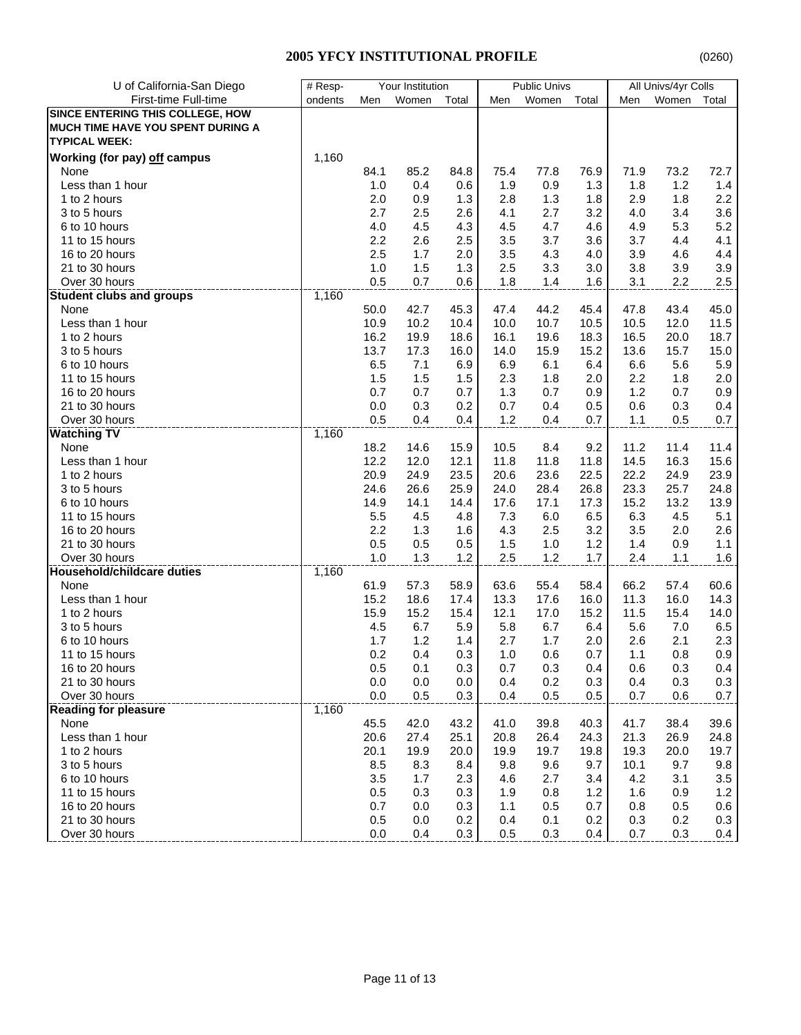## 2005 YFCY INSTITUTIONAL PROFILE

(0260)

| U of California-San Diego | # Resp- | Your Institution | | | Public Univs | | | All Univs/4yr Colls | | |
|---|---|---|---|---|---|---|---|---|---|---|
| First-time Full-time | ondents | Men | Women | Total | Men | Women | Total | Men | Women | Total |
| **SINCE ENTERING THIS COLLEGE, HOW MUCH TIME HAVE YOU SPENT DURING A TYPICAL WEEK:** | | | | | | | | | | |
| **Working (for pay) off campus** | 1,160 | | | | | | | | | |
| None | | 84.1 | 85.2 | 84.8 | 75.4 | 77.8 | 76.9 | 71.9 | 73.2 | 72.7 |
| Less than 1 hour | | 1.0 | 0.4 | 0.6 | 1.9 | 0.9 | 1.3 | 1.8 | 1.2 | 1.4 |
| 1 to 2 hours | | 2.0 | 0.9 | 1.3 | 2.8 | 1.3 | 1.8 | 2.9 | 1.8 | 2.2 |
| 3 to 5 hours | | 2.7 | 2.5 | 2.6 | 4.1 | 2.7 | 3.2 | 4.0 | 3.4 | 3.6 |
| 6 to 10 hours | | 4.0 | 4.5 | 4.3 | 4.5 | 4.7 | 4.6 | 4.9 | 5.3 | 5.2 |
| 11 to 15 hours | | 2.2 | 2.6 | 2.5 | 3.5 | 3.7 | 3.6 | 3.7 | 4.4 | 4.1 |
| 16 to 20 hours | | 2.5 | 1.7 | 2.0 | 3.5 | 4.3 | 4.0 | 3.9 | 4.6 | 4.4 |
| 21 to 30 hours | | 1.0 | 1.5 | 1.3 | 2.5 | 3.3 | 3.0 | 3.8 | 3.9 | 3.9 |
| Over 30 hours | | 0.5 | 0.7 | 0.6 | 1.8 | 1.4 | 1.6 | 3.1 | 2.2 | 2.5 |
| **Student clubs and groups** | 1,160 | | | | | | | | | |
| None | | 50.0 | 42.7 | 45.3 | 47.4 | 44.2 | 45.4 | 47.8 | 43.4 | 45.0 |
| Less than 1 hour | | 10.9 | 10.2 | 10.4 | 10.0 | 10.7 | 10.5 | 10.5 | 12.0 | 11.5 |
| 1 to 2 hours | | 16.2 | 19.9 | 18.6 | 16.1 | 19.6 | 18.3 | 16.5 | 20.0 | 18.7 |
| 3 to 5 hours | | 13.7 | 17.3 | 16.0 | 14.0 | 15.9 | 15.2 | 13.6 | 15.7 | 15.0 |
| 6 to 10 hours | | 6.5 | 7.1 | 6.9 | 6.9 | 6.1 | 6.4 | 6.6 | 5.6 | 5.9 |
| 11 to 15 hours | | 1.5 | 1.5 | 1.5 | 2.3 | 1.8 | 2.0 | 2.2 | 1.8 | 2.0 |
| 16 to 20 hours | | 0.7 | 0.7 | 0.7 | 1.3 | 0.7 | 0.9 | 1.2 | 0.7 | 0.9 |
| 21 to 30 hours | | 0.0 | 0.3 | 0.2 | 0.7 | 0.4 | 0.5 | 0.6 | 0.3 | 0.4 |
| Over 30 hours | | 0.5 | 0.4 | 0.4 | 1.2 | 0.4 | 0.7 | 1.1 | 0.5 | 0.7 |
| **Watching TV** | 1,160 | | | | | | | | | |
| None | | 18.2 | 14.6 | 15.9 | 10.5 | 8.4 | 9.2 | 11.2 | 11.4 | 11.4 |
| Less than 1 hour | | 12.2 | 12.0 | 12.1 | 11.8 | 11.8 | 11.8 | 14.5 | 16.3 | 15.6 |
| 1 to 2 hours | | 20.9 | 24.9 | 23.5 | 20.6 | 23.6 | 22.5 | 22.2 | 24.9 | 23.9 |
| 3 to 5 hours | | 24.6 | 26.6 | 25.9 | 24.0 | 28.4 | 26.8 | 23.3 | 25.7 | 24.8 |
| 6 to 10 hours | | 14.9 | 14.1 | 14.4 | 17.6 | 17.1 | 17.3 | 15.2 | 13.2 | 13.9 |
| 11 to 15 hours | | 5.5 | 4.5 | 4.8 | 7.3 | 6.0 | 6.5 | 6.3 | 4.5 | 5.1 |
| 16 to 20 hours | | 2.2 | 1.3 | 1.6 | 4.3 | 2.5 | 3.2 | 3.5 | 2.0 | 2.6 |
| 21 to 30 hours | | 0.5 | 0.5 | 0.5 | 1.5 | 1.0 | 1.2 | 1.4 | 0.9 | 1.1 |
| Over 30 hours | | 1.0 | 1.3 | 1.2 | 2.5 | 1.2 | 1.7 | 2.4 | 1.1 | 1.6 |
| **Household/childcare duties** | 1,160 | | | | | | | | | |
| None | | 61.9 | 57.3 | 58.9 | 63.6 | 55.4 | 58.4 | 66.2 | 57.4 | 60.6 |
| Less than 1 hour | | 15.2 | 18.6 | 17.4 | 13.3 | 17.6 | 16.0 | 11.3 | 16.0 | 14.3 |
| 1 to 2 hours | | 15.9 | 15.2 | 15.4 | 12.1 | 17.0 | 15.2 | 11.5 | 15.4 | 14.0 |
| 3 to 5 hours | | 4.5 | 6.7 | 5.9 | 5.8 | 6.7 | 6.4 | 5.6 | 7.0 | 6.5 |
| 6 to 10 hours | | 1.7 | 1.2 | 1.4 | 2.7 | 1.7 | 2.0 | 2.6 | 2.1 | 2.3 |
| 11 to 15 hours | | 0.2 | 0.4 | 0.3 | 1.0 | 0.6 | 0.7 | 1.1 | 0.8 | 0.9 |
| 16 to 20 hours | | 0.5 | 0.1 | 0.3 | 0.7 | 0.3 | 0.4 | 0.6 | 0.3 | 0.4 |
| 21 to 30 hours | | 0.0 | 0.0 | 0.0 | 0.4 | 0.2 | 0.3 | 0.4 | 0.3 | 0.3 |
| Over 30 hours | | 0.0 | 0.5 | 0.3 | 0.4 | 0.5 | 0.5 | 0.7 | 0.6 | 0.7 |
| **Reading for pleasure** | 1,160 | | | | | | | | | |
| None | | 45.5 | 42.0 | 43.2 | 41.0 | 39.8 | 40.3 | 41.7 | 38.4 | 39.6 |
| Less than 1 hour | | 20.6 | 27.4 | 25.1 | 20.8 | 26.4 | 24.3 | 21.3 | 26.9 | 24.8 |
| 1 to 2 hours | | 20.1 | 19.9 | 20.0 | 19.9 | 19.7 | 19.8 | 19.3 | 20.0 | 19.7 |
| 3 to 5 hours | | 8.5 | 8.3 | 8.4 | 9.8 | 9.6 | 9.7 | 10.1 | 9.7 | 9.8 |
| 6 to 10 hours | | 3.5 | 1.7 | 2.3 | 4.6 | 2.7 | 3.4 | 4.2 | 3.1 | 3.5 |
| 11 to 15 hours | | 0.5 | 0.3 | 0.3 | 1.9 | 0.8 | 1.2 | 1.6 | 0.9 | 1.2 |
| 16 to 20 hours | | 0.7 | 0.0 | 0.3 | 1.1 | 0.5 | 0.7 | 0.8 | 0.5 | 0.6 |
| 21 to 30 hours | | 0.5 | 0.0 | 0.2 | 0.4 | 0.1 | 0.2 | 0.3 | 0.2 | 0.3 |
| Over 30 hours | | 0.0 | 0.4 | 0.3 | 0.5 | 0.3 | 0.4 | 0.7 | 0.3 | 0.4 |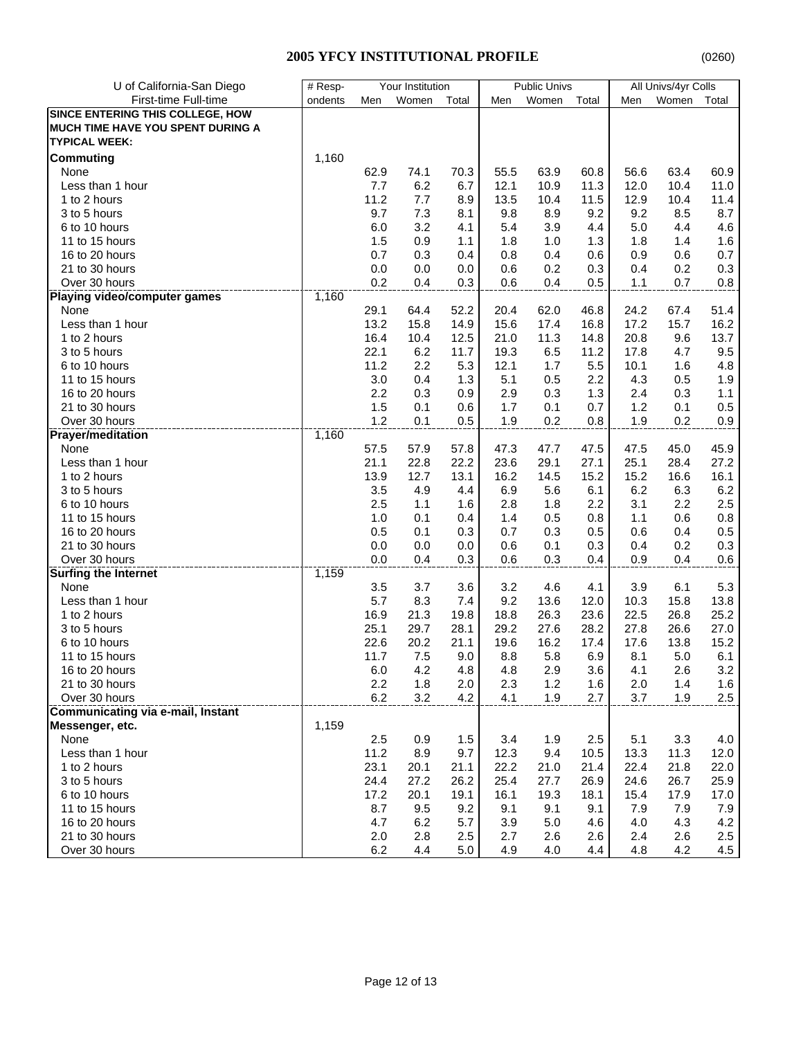## 2005 YFCY INSTITUTIONAL PROFILE

(0260)

| U of California-San Diego | # Resp- | Your Institution | | | Public Univs | | | All Univs/4yr Colls | | |
|---|---|---|---|---|---|---|---|---|---|---|
| First-time Full-time | ondents | Men | Women | Total | Men | Women | Total | Men | Women | Total |
| **SINCE ENTERING THIS COLLEGE, HOW MUCH TIME HAVE YOU SPENT DURING A TYPICAL WEEK:** | | | | | | | | | | |
| **Commuting** | 1,160 | | | | | | | | | |
| None | | 62.9 | 74.1 | 70.3 | 55.5 | 63.9 | 60.8 | 56.6 | 63.4 | 60.9 |
| Less than 1 hour | | 7.7 | 6.2 | 6.7 | 12.1 | 10.9 | 11.3 | 12.0 | 10.4 | 11.0 |
| 1 to 2 hours | | 11.2 | 7.7 | 8.9 | 13.5 | 10.4 | 11.5 | 12.9 | 10.4 | 11.4 |
| 3 to 5 hours | | 9.7 | 7.3 | 8.1 | 9.8 | 8.9 | 9.2 | 9.2 | 8.5 | 8.7 |
| 6 to 10 hours | | 6.0 | 3.2 | 4.1 | 5.4 | 3.9 | 4.4 | 5.0 | 4.4 | 4.6 |
| 11 to 15 hours | | 1.5 | 0.9 | 1.1 | 1.8 | 1.0 | 1.3 | 1.8 | 1.4 | 1.6 |
| 16 to 20 hours | | 0.7 | 0.3 | 0.4 | 0.8 | 0.4 | 0.6 | 0.9 | 0.6 | 0.7 |
| 21 to 30 hours | | 0.0 | 0.0 | 0.0 | 0.6 | 0.2 | 0.3 | 0.4 | 0.2 | 0.3 |
| Over 30 hours | | 0.2 | 0.4 | 0.3 | 0.6 | 0.4 | 0.5 | 1.1 | 0.7 | 0.8 |
| **Playing video/computer games** | 1,160 | | | | | | | | | |
| None | | 29.1 | 64.4 | 52.2 | 20.4 | 62.0 | 46.8 | 24.2 | 67.4 | 51.4 |
| Less than 1 hour | | 13.2 | 15.8 | 14.9 | 15.6 | 17.4 | 16.8 | 17.2 | 15.7 | 16.2 |
| 1 to 2 hours | | 16.4 | 10.4 | 12.5 | 21.0 | 11.3 | 14.8 | 20.8 | 9.6 | 13.7 |
| 3 to 5 hours | | 22.1 | 6.2 | 11.7 | 19.3 | 6.5 | 11.2 | 17.8 | 4.7 | 9.5 |
| 6 to 10 hours | | 11.2 | 2.2 | 5.3 | 12.1 | 1.7 | 5.5 | 10.1 | 1.6 | 4.8 |
| 11 to 15 hours | | 3.0 | 0.4 | 1.3 | 5.1 | 0.5 | 2.2 | 4.3 | 0.5 | 1.9 |
| 16 to 20 hours | | 2.2 | 0.3 | 0.9 | 2.9 | 0.3 | 1.3 | 2.4 | 0.3 | 1.1 |
| 21 to 30 hours | | 1.5 | 0.1 | 0.6 | 1.7 | 0.1 | 0.7 | 1.2 | 0.1 | 0.5 |
| Over 30 hours | | 1.2 | 0.1 | 0.5 | 1.9 | 0.2 | 0.8 | 1.9 | 0.2 | 0.9 |
| **Prayer/meditation** | 1,160 | | | | | | | | | |
| None | | 57.5 | 57.9 | 57.8 | 47.3 | 47.7 | 47.5 | 47.5 | 45.0 | 45.9 |
| Less than 1 hour | | 21.1 | 22.8 | 22.2 | 23.6 | 29.1 | 27.1 | 25.1 | 28.4 | 27.2 |
| 1 to 2 hours | | 13.9 | 12.7 | 13.1 | 16.2 | 14.5 | 15.2 | 15.2 | 16.6 | 16.1 |
| 3 to 5 hours | | 3.5 | 4.9 | 4.4 | 6.9 | 5.6 | 6.1 | 6.2 | 6.3 | 6.2 |
| 6 to 10 hours | | 2.5 | 1.1 | 1.6 | 2.8 | 1.8 | 2.2 | 3.1 | 2.2 | 2.5 |
| 11 to 15 hours | | 1.0 | 0.1 | 0.4 | 1.4 | 0.5 | 0.8 | 1.1 | 0.6 | 0.8 |
| 16 to 20 hours | | 0.5 | 0.1 | 0.3 | 0.7 | 0.3 | 0.5 | 0.6 | 0.4 | 0.5 |
| 21 to 30 hours | | 0.0 | 0.0 | 0.0 | 0.6 | 0.1 | 0.3 | 0.4 | 0.2 | 0.3 |
| Over 30 hours | | 0.0 | 0.4 | 0.3 | 0.6 | 0.3 | 0.4 | 0.9 | 0.4 | 0.6 |
| **Surfing the Internet** | 1,159 | | | | | | | | | |
| None | | 3.5 | 3.7 | 3.6 | 3.2 | 4.6 | 4.1 | 3.9 | 6.1 | 5.3 |
| Less than 1 hour | | 5.7 | 8.3 | 7.4 | 9.2 | 13.6 | 12.0 | 10.3 | 15.8 | 13.8 |
| 1 to 2 hours | | 16.9 | 21.3 | 19.8 | 18.8 | 26.3 | 23.6 | 22.5 | 26.8 | 25.2 |
| 3 to 5 hours | | 25.1 | 29.7 | 28.1 | 29.2 | 27.6 | 28.2 | 27.8 | 26.6 | 27.0 |
| 6 to 10 hours | | 22.6 | 20.2 | 21.1 | 19.6 | 16.2 | 17.4 | 17.6 | 13.8 | 15.2 |
| 11 to 15 hours | | 11.7 | 7.5 | 9.0 | 8.8 | 5.8 | 6.9 | 8.1 | 5.0 | 6.1 |
| 16 to 20 hours | | 6.0 | 4.2 | 4.8 | 4.8 | 2.9 | 3.6 | 4.1 | 2.6 | 3.2 |
| 21 to 30 hours | | 2.2 | 1.8 | 2.0 | 2.3 | 1.2 | 1.6 | 2.0 | 1.4 | 1.6 |
| Over 30 hours | | 6.2 | 3.2 | 4.2 | 4.1 | 1.9 | 2.7 | 3.7 | 1.9 | 2.5 |
| **Communicating via e-mail, Instant Messenger, etc.** | 1,159 | | | | | | | | | |
| None | | 2.5 | 0.9 | 1.5 | 3.4 | 1.9 | 2.5 | 5.1 | 3.3 | 4.0 |
| Less than 1 hour | | 11.2 | 8.9 | 9.7 | 12.3 | 9.4 | 10.5 | 13.3 | 11.3 | 12.0 |
| 1 to 2 hours | | 23.1 | 20.1 | 21.1 | 22.2 | 21.0 | 21.4 | 22.4 | 21.8 | 22.0 |
| 3 to 5 hours | | 24.4 | 27.2 | 26.2 | 25.4 | 27.7 | 26.9 | 24.6 | 26.7 | 25.9 |
| 6 to 10 hours | | 17.2 | 20.1 | 19.1 | 16.1 | 19.3 | 18.1 | 15.4 | 17.9 | 17.0 |
| 11 to 15 hours | | 8.7 | 9.5 | 9.2 | 9.1 | 9.1 | 9.1 | 7.9 | 7.9 | 7.9 |
| 16 to 20 hours | | 4.7 | 6.2 | 5.7 | 3.9 | 5.0 | 4.6 | 4.0 | 4.3 | 4.2 |
| 21 to 30 hours | | 2.0 | 2.8 | 2.5 | 2.7 | 2.6 | 2.6 | 2.4 | 2.6 | 2.5 |
| Over 30 hours | | 6.2 | 4.4 | 5.0 | 4.9 | 4.0 | 4.4 | 4.8 | 4.2 | 4.5 |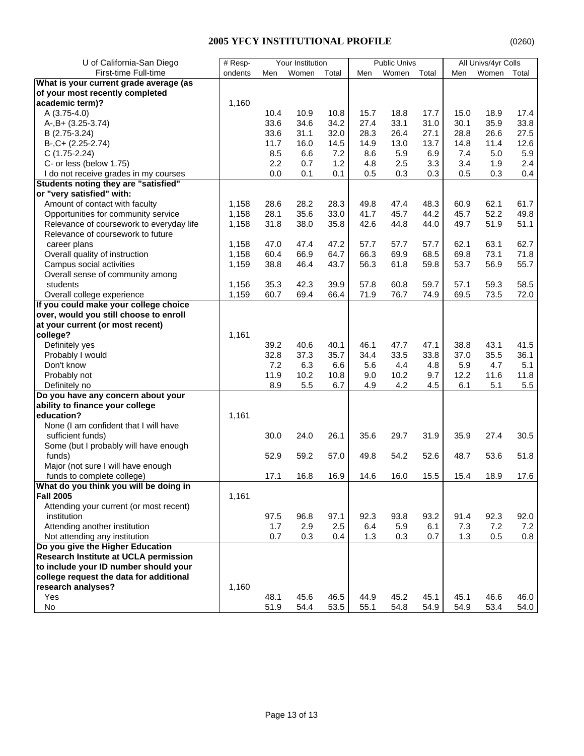# 2005 YFCY INSTITUTIONAL PROFILE

(0260)

| U of California-San Diego | # Resp- | Your Institution | | | Public Univs | | | All Univs/4yr Colls | | |
|---|---|---|---|---|---|---|---|---|---|---|
| First-time Full-time | ondents | Men | Women | Total | Men | Women | Total | Men | Women | Total |
| **What is your current grade average (as of your most recently completed academic term)?** | 1,160 | | | | | | | | | |
| A (3.75-4.0) | | 10.4 | 10.9 | 10.8 | 15.7 | 18.8 | 17.7 | 15.0 | 18.9 | 17.4 |
| A-,B+ (3.25-3.74) | | 33.6 | 34.6 | 34.2 | 27.4 | 33.1 | 31.0 | 30.1 | 35.9 | 33.8 |
| B (2.75-3.24) | | 33.6 | 31.1 | 32.0 | 28.3 | 26.4 | 27.1 | 28.8 | 26.6 | 27.5 |
| B-,C+ (2.25-2.74) | | 11.7 | 16.0 | 14.5 | 14.9 | 13.0 | 13.7 | 14.8 | 11.4 | 12.6 |
| C (1.75-2.24) | | 8.5 | 6.6 | 7.2 | 8.6 | 5.9 | 6.9 | 7.4 | 5.0 | 5.9 |
| C- or less (below 1.75) | | 2.2 | 0.7 | 1.2 | 4.8 | 2.5 | 3.3 | 3.4 | 1.9 | 2.4 |
| I do not receive grades in my courses | | 0.0 | 0.1 | 0.1 | 0.5 | 0.3 | 0.3 | 0.5 | 0.3 | 0.4 |
| **Students noting they are "satisfied" or "very satisfied" with:** | | | | | | | | | | |
| Amount of contact with faculty | 1,158 | 28.6 | 28.2 | 28.3 | 49.8 | 47.4 | 48.3 | 60.9 | 62.1 | 61.7 |
| Opportunities for community service | 1,158 | 28.1 | 35.6 | 33.0 | 41.7 | 45.7 | 44.2 | 45.7 | 52.2 | 49.8 |
| Relevance of coursework to everyday life | 1,158 | 31.8 | 38.0 | 35.8 | 42.6 | 44.8 | 44.0 | 49.7 | 51.9 | 51.1 |
| Relevance of coursework to future career plans | 1,158 | 47.0 | 47.4 | 47.2 | 57.7 | 57.7 | 57.7 | 62.1 | 63.1 | 62.7 |
| Overall quality of instruction | 1,158 | 60.4 | 66.9 | 64.7 | 66.3 | 69.9 | 68.5 | 69.8 | 73.1 | 71.8 |
| Campus social activities | 1,159 | 38.8 | 46.4 | 43.7 | 56.3 | 61.8 | 59.8 | 53.7 | 56.9 | 55.7 |
| Overall sense of community among students | 1,156 | 35.3 | 42.3 | 39.9 | 57.8 | 60.8 | 59.7 | 57.1 | 59.3 | 58.5 |
| Overall college experience | 1,159 | 60.7 | 69.4 | 66.4 | 71.9 | 76.7 | 74.9 | 69.5 | 73.5 | 72.0 |
| **If you could make your college choice over, would you still choose to enroll at your current (or most recent) college?** | 1,161 | | | | | | | | | |
| Definitely yes | | 39.2 | 40.6 | 40.1 | 46.1 | 47.7 | 47.1 | 38.8 | 43.1 | 41.5 |
| Probably I would | | 32.8 | 37.3 | 35.7 | 34.4 | 33.5 | 33.8 | 37.0 | 35.5 | 36.1 |
| Don't know | | 7.2 | 6.3 | 6.6 | 5.6 | 4.4 | 4.8 | 5.9 | 4.7 | 5.1 |
| Probably not | | 11.9 | 10.2 | 10.8 | 9.0 | 10.2 | 9.7 | 12.2 | 11.6 | 11.8 |
| Definitely no | | 8.9 | 5.5 | 6.7 | 4.9 | 4.2 | 4.5 | 6.1 | 5.1 | 5.5 |
| **Do you have any concern about your ability to finance your college education?** | 1,161 | | | | | | | | | |
| None (I am confident that I will have sufficient funds) | | 30.0 | 24.0 | 26.1 | 35.6 | 29.7 | 31.9 | 35.9 | 27.4 | 30.5 |
| Some (but I probably will have enough funds) | | 52.9 | 59.2 | 57.0 | 49.8 | 54.2 | 52.6 | 48.7 | 53.6 | 51.8 |
| Major (not sure I will have enough funds to complete college) | | 17.1 | 16.8 | 16.9 | 14.6 | 16.0 | 15.5 | 15.4 | 18.9 | 17.6 |
| **What do you think you will be doing in Fall 2005** | 1,161 | | | | | | | | | |
| Attending your current (or most recent) institution | | 97.5 | 96.8 | 97.1 | 92.3 | 93.8 | 93.2 | 91.4 | 92.3 | 92.0 |
| Attending another institution | | 1.7 | 2.9 | 2.5 | 6.4 | 5.9 | 6.1 | 7.3 | 7.2 | 7.2 |
| Not attending any institution | | 0.7 | 0.3 | 0.4 | 1.3 | 0.3 | 0.7 | 1.3 | 0.5 | 0.8 |
| **Do you give the Higher Education Research Institute at UCLA permission to include your ID number should your college request the data for additional research analyses?** | 1,160 | | | | | | | | | |
| Yes | | 48.1 | 45.6 | 46.5 | 44.9 | 45.2 | 45.1 | 45.1 | 46.6 | 46.0 |
| No | | 51.9 | 54.4 | 53.5 | 55.1 | 54.8 | 54.9 | 54.9 | 53.4 | 54.0 |